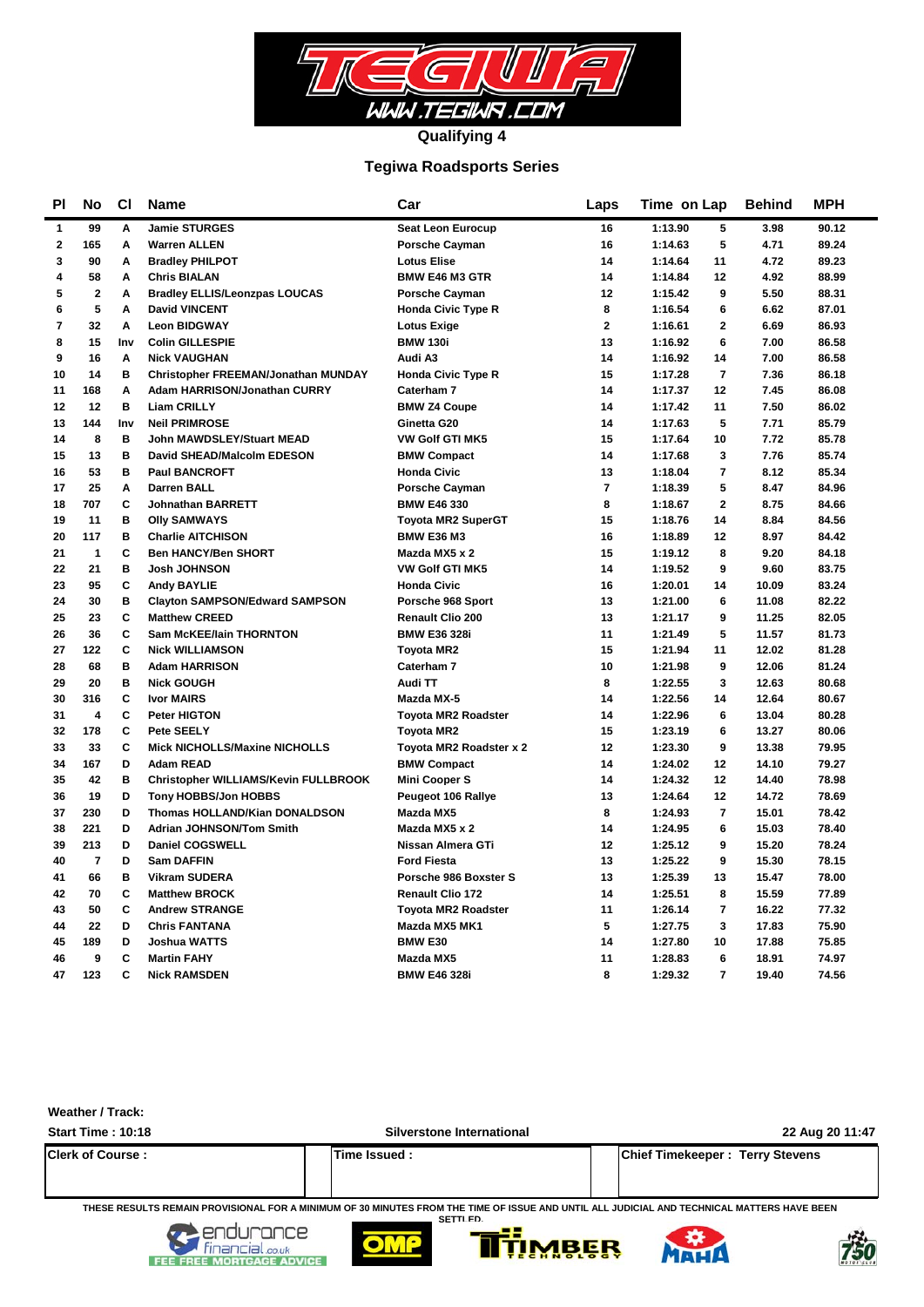# Qualifying 4

## Tegiwa Roadsports Series

| Pl | No | Cl | Name | Car | Laps | Time | on Lap | Behind | MPH |
|---|---|---|---|---|---|---|---|---|---|
| 1 | 99 | A | Jamie STURGES | Seat Leon Eurocup | 16 | 1:13.90 | 5 | 3.98 | 90.12 |
| 2 | 165 | A | Warren ALLEN | Porsche Cayman | 16 | 1:14.63 | 5 | 4.71 | 89.24 |
| 3 | 90 | A | Bradley PHILPOT | Lotus Elise | 14 | 1:14.64 | 11 | 4.72 | 89.23 |
| 4 | 58 | A | Chris BIALAN | BMW E46 M3 GTR | 14 | 1:14.84 | 12 | 4.92 | 88.99 |
| 5 | 2 | A | Bradley ELLIS/Leonzpas LOUCAS | Porsche Cayman | 12 | 1:15.42 | 9 | 5.50 | 88.31 |
| 6 | 5 | A | David VINCENT | Honda Civic Type R | 8 | 1:16.54 | 6 | 6.62 | 87.01 |
| 7 | 32 | A | Leon BIDGWAY | Lotus Exige | 2 | 1:16.61 | 2 | 6.69 | 86.93 |
| 8 | 15 | Inv | Colin GILLESPIE | BMW 130i | 13 | 1:16.92 | 6 | 7.00 | 86.58 |
| 9 | 16 | A | Nick VAUGHAN | Audi A3 | 14 | 1:16.92 | 14 | 7.00 | 86.58 |
| 10 | 14 | B | Christopher FREEMAN/Jonathan MUNDAY | Honda Civic Type R | 15 | 1:17.28 | 7 | 7.36 | 86.18 |
| 11 | 168 | A | Adam HARRISON/Jonathan CURRY | Caterham 7 | 14 | 1:17.37 | 12 | 7.45 | 86.08 |
| 12 | 12 | B | Liam CRILLY | BMW Z4 Coupe | 14 | 1:17.42 | 11 | 7.50 | 86.02 |
| 13 | 144 | Inv | Neil PRIMROSE | Ginetta G20 | 14 | 1:17.63 | 5 | 7.71 | 85.79 |
| 14 | 8 | B | John MAWDSLEY/Stuart MEAD | VW Golf GTI MK5 | 15 | 1:17.64 | 10 | 7.72 | 85.78 |
| 15 | 13 | B | David SHEAD/Malcolm EDESON | BMW Compact | 14 | 1:17.68 | 3 | 7.76 | 85.74 |
| 16 | 53 | B | Paul BANCROFT | Honda Civic | 13 | 1:18.04 | 7 | 8.12 | 85.34 |
| 17 | 25 | A | Darren BALL | Porsche Cayman | 7 | 1:18.39 | 5 | 8.47 | 84.96 |
| 18 | 707 | C | Johnathan BARRETT | BMW E46 330 | 8 | 1:18.67 | 2 | 8.75 | 84.66 |
| 19 | 11 | B | Olly SAMWAYS | Toyota MR2 SuperGT | 15 | 1:18.76 | 14 | 8.84 | 84.56 |
| 20 | 117 | B | Charlie AITCHISON | BMW E36 M3 | 16 | 1:18.89 | 12 | 8.97 | 84.42 |
| 21 | 1 | C | Ben HANCY/Ben SHORT | Mazda MX5 x 2 | 15 | 1:19.12 | 8 | 9.20 | 84.18 |
| 22 | 21 | B | Josh JOHNSON | VW Golf GTI MK5 | 14 | 1:19.52 | 9 | 9.60 | 83.75 |
| 23 | 95 | C | Andy BAYLIE | Honda Civic | 16 | 1:20.01 | 14 | 10.09 | 83.24 |
| 24 | 30 | B | Clayton SAMPSON/Edward SAMPSON | Porsche 968 Sport | 13 | 1:21.00 | 6 | 11.08 | 82.22 |
| 25 | 23 | C | Matthew CREED | Renault Clio 200 | 13 | 1:21.17 | 9 | 11.25 | 82.05 |
| 26 | 36 | C | Sam McKEE/Iain THORNTON | BMW E36 328i | 11 | 1:21.49 | 5 | 11.57 | 81.73 |
| 27 | 122 | C | Nick WILLIAMSON | Toyota MR2 | 15 | 1:21.94 | 11 | 12.02 | 81.28 |
| 28 | 68 | B | Adam HARRISON | Caterham 7 | 10 | 1:21.98 | 9 | 12.06 | 81.24 |
| 29 | 20 | B | Nick GOUGH | Audi TT | 8 | 1:22.55 | 3 | 12.63 | 80.68 |
| 30 | 316 | C | Ivor MAIRS | Mazda MX-5 | 14 | 1:22.56 | 14 | 12.64 | 80.67 |
| 31 | 4 | C | Peter HIGTON | Toyota MR2 Roadster | 14 | 1:22.96 | 6 | 13.04 | 80.28 |
| 32 | 178 | C | Pete SEELY | Toyota MR2 | 15 | 1:23.19 | 6 | 13.27 | 80.06 |
| 33 | 33 | C | Mick NICHOLLS/Maxine NICHOLLS | Toyota MR2 Roadster x 2 | 12 | 1:23.30 | 9 | 13.38 | 79.95 |
| 34 | 167 | D | Adam READ | BMW Compact | 14 | 1:24.02 | 12 | 14.10 | 79.27 |
| 35 | 42 | B | Christopher WILLIAMS/Kevin FULLBROOK | Mini Cooper S | 14 | 1:24.32 | 12 | 14.40 | 78.98 |
| 36 | 19 | D | Tony HOBBS/Jon HOBBS | Peugeot 106 Rallye | 13 | 1:24.64 | 12 | 14.72 | 78.69 |
| 37 | 230 | D | Thomas HOLLAND/Kian DONALDSON | Mazda MX5 | 8 | 1:24.93 | 7 | 15.01 | 78.42 |
| 38 | 221 | D | Adrian JOHNSON/Tom Smith | Mazda MX5 x 2 | 14 | 1:24.95 | 6 | 15.03 | 78.40 |
| 39 | 213 | D | Daniel COGSWELL | Nissan Almera GTi | 12 | 1:25.12 | 9 | 15.20 | 78.24 |
| 40 | 7 | D | Sam DAFFIN | Ford Fiesta | 13 | 1:25.22 | 9 | 15.30 | 78.15 |
| 41 | 66 | B | Vikram SUDERA | Porsche 986 Boxster S | 13 | 1:25.39 | 13 | 15.47 | 78.00 |
| 42 | 70 | C | Matthew BROCK | Renault Clio 172 | 14 | 1:25.51 | 8 | 15.59 | 77.89 |
| 43 | 50 | C | Andrew STRANGE | Toyota MR2 Roadster | 11 | 1:26.14 | 7 | 16.22 | 77.32 |
| 44 | 22 | D | Chris FANTANA | Mazda MX5 MK1 | 5 | 1:27.75 | 3 | 17.83 | 75.90 |
| 45 | 189 | D | Joshua WATTS | BMW E30 | 14 | 1:27.80 | 10 | 17.88 | 75.85 |
| 46 | 9 | C | Martin FAHY | Mazda MX5 | 11 | 1:28.83 | 6 | 18.91 | 74.97 |
| 47 | 123 | C | Nick RAMSDEN | BMW E46 328i | 8 | 1:29.32 | 7 | 19.40 | 74.56 |

**Weather / Track:**

**Start Time : 10:18** | **Silverstone International** | **22 Aug 20 11:47**

| Clerk of Course : | Time Issued : | Chief Timekeeper : Terry Stevens |
|---|---|---|

THESE RESULTS REMAIN PROVISIONAL FOR A MINIMUM OF 30 MINUTES FROM THE TIME OF ISSUE AND UNTIL ALL JUDICIAL AND TECHNICAL MATTERS HAVE BEEN SETTLED.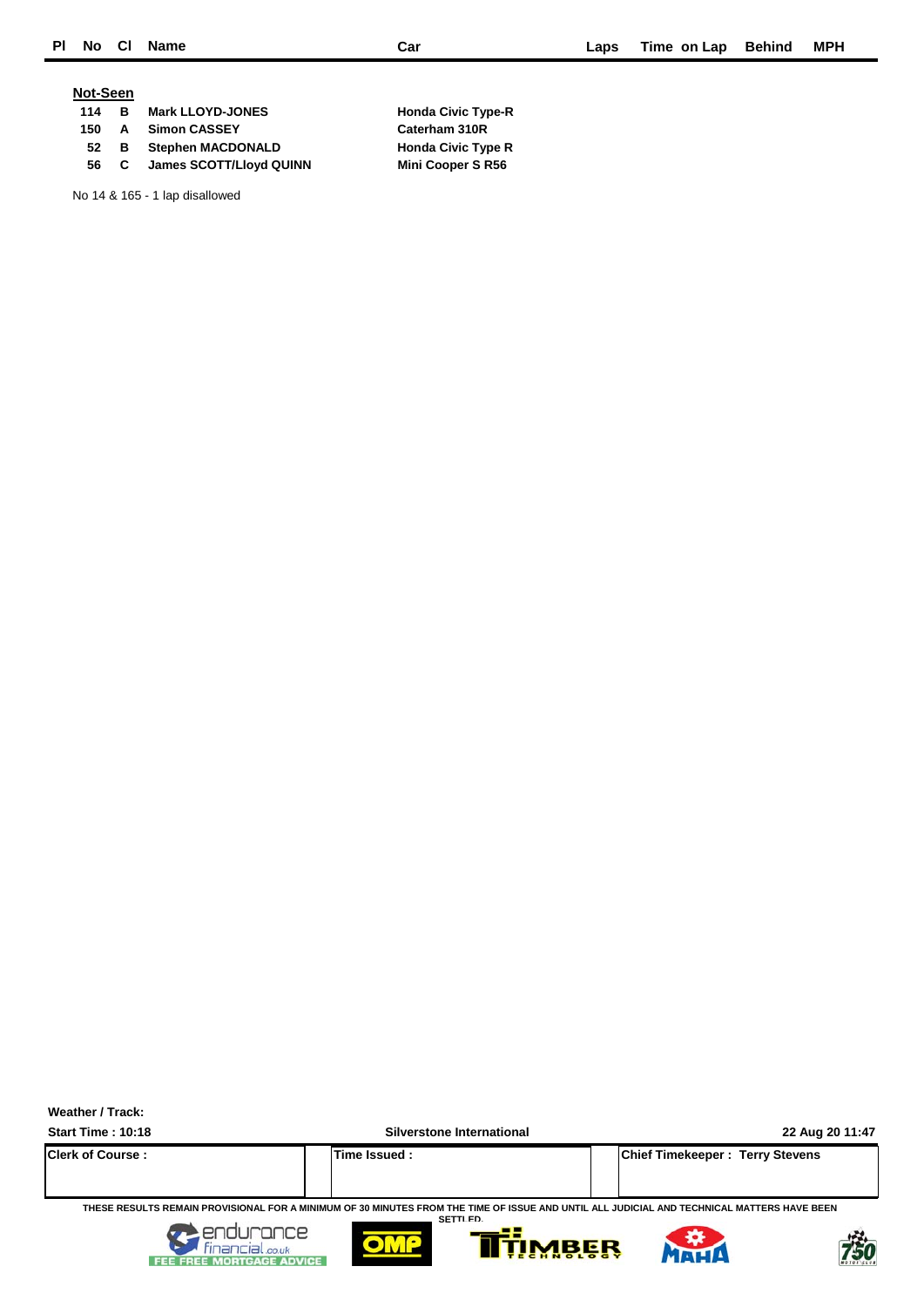| Pl | No | Cl | Name | Car | Laps | Time on Lap | Behind | MPH |
|---|---|---|---|---|---|---|---|---|

**Not-Seen**

| No | Cl | Name | Car |
|---|---|---|---|
| 114 | B | Mark LLOYD-JONES | Honda Civic Type-R |
| 150 | A | Simon CASSEY | Caterham 310R |
| 52 | B | Stephen MACDONALD | Honda Civic Type R |
| 56 | C | James SCOTT/Lloyd QUINN | Mini Cooper S R56 |

No 14 & 165 - 1 lap disallowed

**Weather / Track:**

**Start Time : 10:18** | **Silverstone International** | **22 Aug 20 11:47**

| Clerk of Course : | Time Issued : | Chief Timekeeper : Terry Stevens |
|---|---|---|

THESE RESULTS REMAIN PROVISIONAL FOR A MINIMUM OF 30 MINUTES FROM THE TIME OF ISSUE AND UNTIL ALL JUDICIAL AND TECHNICAL MATTERS HAVE BEEN SETTLED.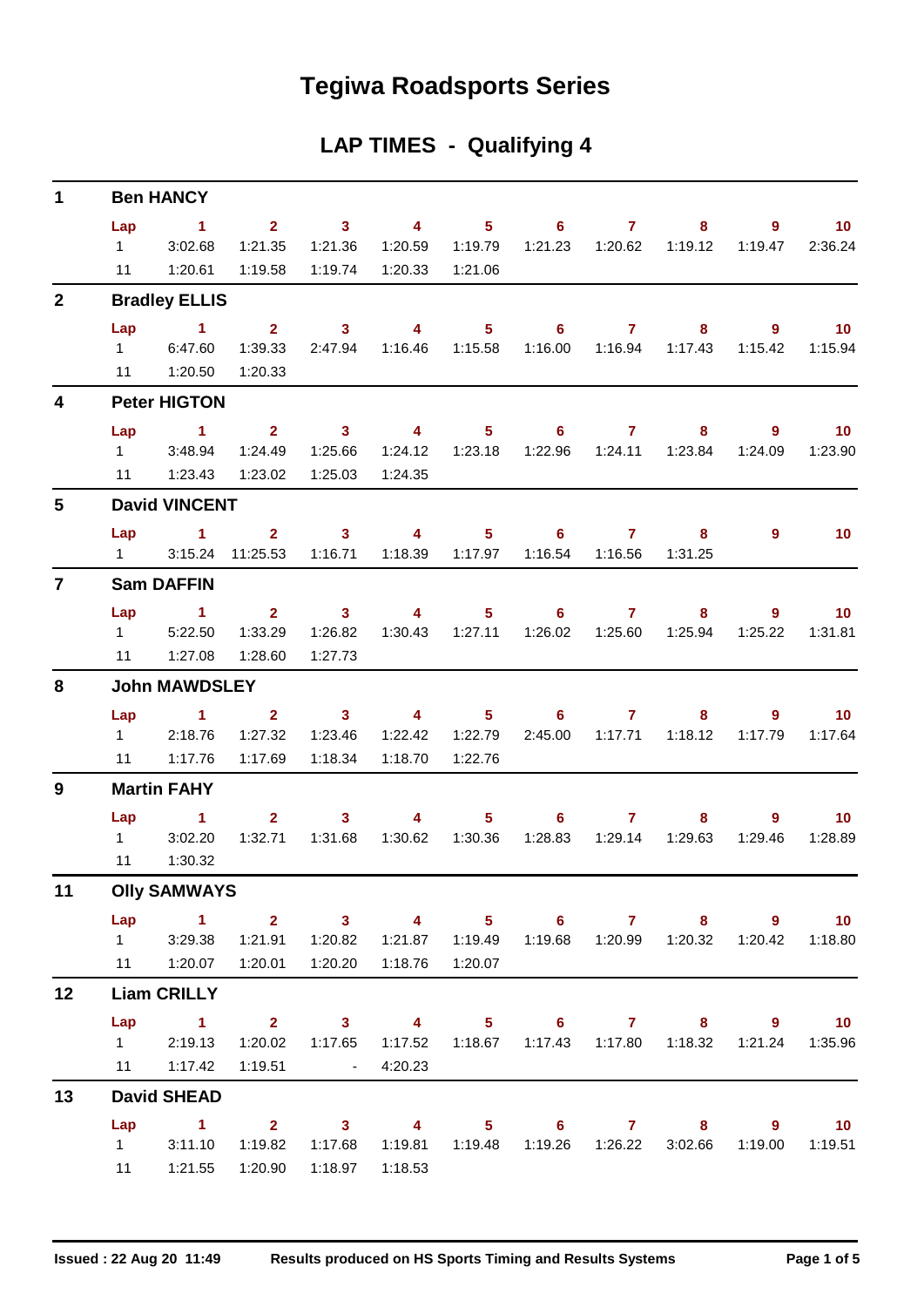# Tegiwa Roadsports Series

## LAP TIMES - Qualifying 4

### 1 Ben HANCY

| Lap | 1 | 2 | 3 | 4 | 5 | 6 | 7 | 8 | 9 | 10 |
|---|---|---|---|---|---|---|---|---|---|---|
| 1 | 3:02.68 | 1:21.35 | 1:21.36 | 1:20.59 | 1:19.79 | 1:21.23 | 1:20.62 | 1:19.12 | 1:19.47 | 2:36.24 |
| 11 | 1:20.61 | 1:19.58 | 1:19.74 | 1:20.33 | 1:21.06 | | | | | |

### 2 Bradley ELLIS

| Lap | 1 | 2 | 3 | 4 | 5 | 6 | 7 | 8 | 9 | 10 |
|---|---|---|---|---|---|---|---|---|---|---|
| 1 | 6:47.60 | 1:39.33 | 2:47.94 | 1:16.46 | 1:15.58 | 1:16.00 | 1:16.94 | 1:17.43 | 1:15.42 | 1:15.94 |
| 11 | 1:20.50 | 1:20.33 | | | | | | | | |

### 4 Peter HIGTON

| Lap | 1 | 2 | 3 | 4 | 5 | 6 | 7 | 8 | 9 | 10 |
|---|---|---|---|---|---|---|---|---|---|---|
| 1 | 3:48.94 | 1:24.49 | 1:25.66 | 1:24.12 | 1:23.18 | 1:22.96 | 1:24.11 | 1:23.84 | 1:24.09 | 1:23.90 |
| 11 | 1:23.43 | 1:23.02 | 1:25.03 | 1:24.35 | | | | | | |

### 5 David VINCENT

| Lap | 1 | 2 | 3 | 4 | 5 | 6 | 7 | 8 | 9 | 10 |
|---|---|---|---|---|---|---|---|---|---|---|
| 1 | 3:15.24 | 11:25.53 | 1:16.71 | 1:18.39 | 1:17.97 | 1:16.54 | 1:16.56 | 1:31.25 | | |

### 7 Sam DAFFIN

| Lap | 1 | 2 | 3 | 4 | 5 | 6 | 7 | 8 | 9 | 10 |
|---|---|---|---|---|---|---|---|---|---|---|
| 1 | 5:22.50 | 1:33.29 | 1:26.82 | 1:30.43 | 1:27.11 | 1:26.02 | 1:25.60 | 1:25.94 | 1:25.22 | 1:31.81 |
| 11 | 1:27.08 | 1:28.60 | 1:27.73 | | | | | | | |

### 8 John MAWDSLEY

| Lap | 1 | 2 | 3 | 4 | 5 | 6 | 7 | 8 | 9 | 10 |
|---|---|---|---|---|---|---|---|---|---|---|
| 1 | 2:18.76 | 1:27.32 | 1:23.46 | 1:22.42 | 1:22.79 | 2:45.00 | 1:17.71 | 1:18.12 | 1:17.79 | 1:17.64 |
| 11 | 1:17.76 | 1:17.69 | 1:18.34 | 1:18.70 | 1:22.76 | | | | | |

### 9 Martin FAHY

| Lap | 1 | 2 | 3 | 4 | 5 | 6 | 7 | 8 | 9 | 10 |
|---|---|---|---|---|---|---|---|---|---|---|
| 1 | 3:02.20 | 1:32.71 | 1:31.68 | 1:30.62 | 1:30.36 | 1:28.83 | 1:29.14 | 1:29.63 | 1:29.46 | 1:28.89 |
| 11 | 1:30.32 | | | | | | | | | |

### 11 Olly SAMWAYS

| Lap | 1 | 2 | 3 | 4 | 5 | 6 | 7 | 8 | 9 | 10 |
|---|---|---|---|---|---|---|---|---|---|---|
| 1 | 3:29.38 | 1:21.91 | 1:20.82 | 1:21.87 | 1:19.49 | 1:19.68 | 1:20.99 | 1:20.32 | 1:20.42 | 1:18.80 |
| 11 | 1:20.07 | 1:20.01 | 1:20.20 | 1:18.76 | 1:20.07 | | | | | |

### 12 Liam CRILLY

| Lap | 1 | 2 | 3 | 4 | 5 | 6 | 7 | 8 | 9 | 10 |
|---|---|---|---|---|---|---|---|---|---|---|
| 1 | 2:19.13 | 1:20.02 | 1:17.65 | 1:17.52 | 1:18.67 | 1:17.43 | 1:17.80 | 1:18.32 | 1:21.24 | 1:35.96 |
| 11 | 1:17.42 | 1:19.51 | - | 4:20.23 | | | | | | |

### 13 David SHEAD

| Lap | 1 | 2 | 3 | 4 | 5 | 6 | 7 | 8 | 9 | 10 |
|---|---|---|---|---|---|---|---|---|---|---|
| 1 | 3:11.10 | 1:19.82 | 1:17.68 | 1:19.81 | 1:19.48 | 1:19.26 | 1:26.22 | 3:02.66 | 1:19.00 | 1:19.51 |
| 11 | 1:21.55 | 1:20.90 | 1:18.97 | 1:18.53 | | | | | | |

**Issued : 22 Aug 20 11:49** **Results produced on HS Sports Timing and Results Systems**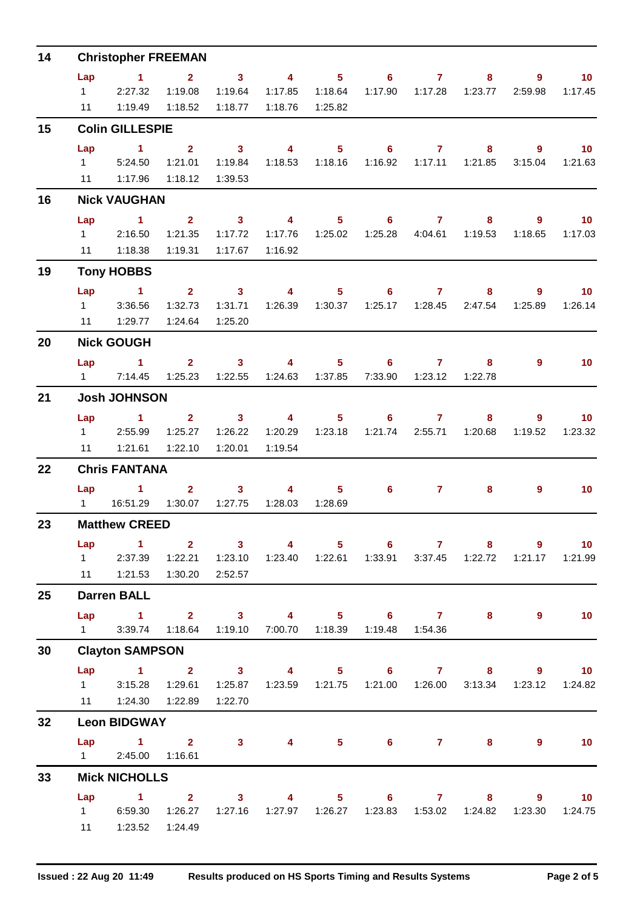## 14 Christopher FREEMAN

| Lap | 1 | 2 | 3 | 4 | 5 | 6 | 7 | 8 | 9 | 10 |
|---|---|---|---|---|---|---|---|---|---|---|
| 1 | 2:27.32 | 1:19.08 | 1:19.64 | 1:17.85 | 1:18.64 | 1:17.90 | 1:17.28 | 1:23.77 | 2:59.98 | 1:17.45 |
| 11 | 1:19.49 | 1:18.52 | 1:18.77 | 1:18.76 | 1:25.82 | | | | | |

## 15 Colin GILLESPIE

| Lap | 1 | 2 | 3 | 4 | 5 | 6 | 7 | 8 | 9 | 10 |
|---|---|---|---|---|---|---|---|---|---|---|
| 1 | 5:24.50 | 1:21.01 | 1:19.84 | 1:18.53 | 1:18.16 | 1:16.92 | 1:17.11 | 1:21.85 | 3:15.04 | 1:21.63 |
| 11 | 1:17.96 | 1:18.12 | 1:39.53 | | | | | | | |

## 16 Nick VAUGHAN

| Lap | 1 | 2 | 3 | 4 | 5 | 6 | 7 | 8 | 9 | 10 |
|---|---|---|---|---|---|---|---|---|---|---|
| 1 | 2:16.50 | 1:21.35 | 1:17.72 | 1:17.76 | 1:25.02 | 1:25.28 | 4:04.61 | 1:19.53 | 1:18.65 | 1:17.03 |
| 11 | 1:18.38 | 1:19.31 | 1:17.67 | 1:16.92 | | | | | | |

## 19 Tony HOBBS

| Lap | 1 | 2 | 3 | 4 | 5 | 6 | 7 | 8 | 9 | 10 |
|---|---|---|---|---|---|---|---|---|---|---|
| 1 | 3:36.56 | 1:32.73 | 1:31.71 | 1:26.39 | 1:30.37 | 1:25.17 | 1:28.45 | 2:47.54 | 1:25.89 | 1:26.14 |
| 11 | 1:29.77 | 1:24.64 | 1:25.20 | | | | | | | |

## 20 Nick GOUGH

| Lap | 1 | 2 | 3 | 4 | 5 | 6 | 7 | 8 | 9 | 10 |
|---|---|---|---|---|---|---|---|---|---|---|
| 1 | 7:14.45 | 1:25.23 | 1:22.55 | 1:24.63 | 1:37.85 | 7:33.90 | 1:23.12 | 1:22.78 | | |

## 21 Josh JOHNSON

| Lap | 1 | 2 | 3 | 4 | 5 | 6 | 7 | 8 | 9 | 10 |
|---|---|---|---|---|---|---|---|---|---|---|
| 1 | 2:55.99 | 1:25.27 | 1:26.22 | 1:20.29 | 1:23.18 | 1:21.74 | 2:55.71 | 1:20.68 | 1:19.52 | 1:23.32 |
| 11 | 1:21.61 | 1:22.10 | 1:20.01 | 1:19.54 | | | | | | |

## 22 Chris FANTANA

| Lap | 1 | 2 | 3 | 4 | 5 | 6 | 7 | 8 | 9 | 10 |
|---|---|---|---|---|---|---|---|---|---|---|
| 1 | 16:51.29 | 1:30.07 | 1:27.75 | 1:28.03 | 1:28.69 | | | | | |

## 23 Matthew CREED

| Lap | 1 | 2 | 3 | 4 | 5 | 6 | 7 | 8 | 9 | 10 |
|---|---|---|---|---|---|---|---|---|---|---|
| 1 | 2:37.39 | 1:22.21 | 1:23.10 | 1:23.40 | 1:22.61 | 1:33.91 | 3:37.45 | 1:22.72 | 1:21.17 | 1:21.99 |
| 11 | 1:21.53 | 1:30.20 | 2:52.57 | | | | | | | |

## 25 Darren BALL

| Lap | 1 | 2 | 3 | 4 | 5 | 6 | 7 | 8 | 9 | 10 |
|---|---|---|---|---|---|---|---|---|---|---|
| 1 | 3:39.74 | 1:18.64 | 1:19.10 | 7:00.70 | 1:18.39 | 1:19.48 | 1:54.36 | | | |

## 30 Clayton SAMPSON

| Lap | 1 | 2 | 3 | 4 | 5 | 6 | 7 | 8 | 9 | 10 |
|---|---|---|---|---|---|---|---|---|---|---|
| 1 | 3:15.28 | 1:29.61 | 1:25.87 | 1:23.59 | 1:21.75 | 1:21.00 | 1:26.00 | 3:13.34 | 1:23.12 | 1:24.82 |
| 11 | 1:24.30 | 1:22.89 | 1:22.70 | | | | | | | |

## 32 Leon BIDGWAY

| Lap | 1 | 2 | 3 | 4 | 5 | 6 | 7 | 8 | 9 | 10 |
|---|---|---|---|---|---|---|---|---|---|---|
| 1 | 2:45.00 | 1:16.61 | | | | | | | | |

## 33 Mick NICHOLLS

| Lap | 1 | 2 | 3 | 4 | 5 | 6 | 7 | 8 | 9 | 10 |
|---|---|---|---|---|---|---|---|---|---|---|
| 1 | 6:59.30 | 1:26.27 | 1:27.16 | 1:27.97 | 1:26.27 | 1:23.83 | 1:53.02 | 1:24.82 | 1:23.30 | 1:24.75 |
| 11 | 1:23.52 | 1:24.49 | | | | | | | | |

Issued : 22 Aug 20 11:49 Results produced on HS Sports Timing and Results Systems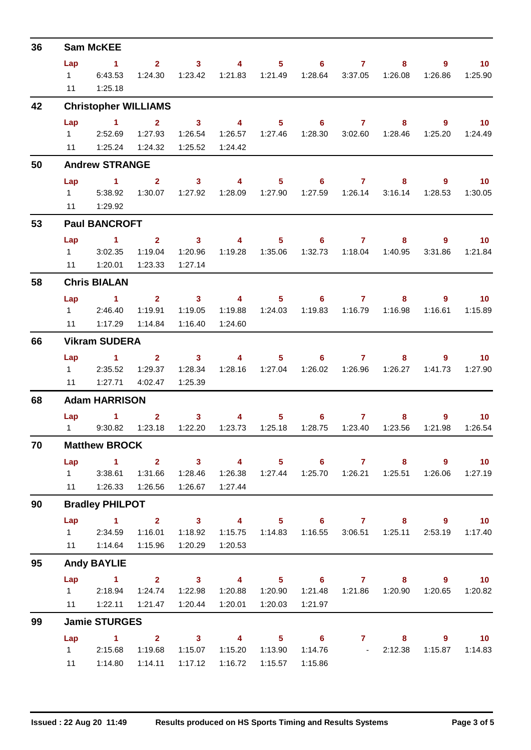## 36 Sam McKEE

| Lap | 1 | 2 | 3 | 4 | 5 | 6 | 7 | 8 | 9 | 10 |
|---|---|---|---|---|---|---|---|---|---|---|
| 1 | 6:43.53 | 1:24.30 | 1:23.42 | 1:21.83 | 1:21.49 | 1:28.64 | 3:37.05 | 1:26.08 | 1:26.86 | 1:25.90 |
| 11 | 1:25.18 | | | | | | | | | |

## 42 Christopher WILLIAMS

| Lap | 1 | 2 | 3 | 4 | 5 | 6 | 7 | 8 | 9 | 10 |
|---|---|---|---|---|---|---|---|---|---|---|
| 1 | 2:52.69 | 1:27.93 | 1:26.54 | 1:26.57 | 1:27.46 | 1:28.30 | 3:02.60 | 1:28.46 | 1:25.20 | 1:24.49 |
| 11 | 1:25.24 | 1:24.32 | 1:25.52 | 1:24.42 | | | | | | |

## 50 Andrew STRANGE

| Lap | 1 | 2 | 3 | 4 | 5 | 6 | 7 | 8 | 9 | 10 |
|---|---|---|---|---|---|---|---|---|---|---|
| 1 | 5:38.92 | 1:30.07 | 1:27.92 | 1:28.09 | 1:27.90 | 1:27.59 | 1:26.14 | 3:16.14 | 1:28.53 | 1:30.05 |
| 11 | 1:29.92 | | | | | | | | | |

## 53 Paul BANCROFT

| Lap | 1 | 2 | 3 | 4 | 5 | 6 | 7 | 8 | 9 | 10 |
|---|---|---|---|---|---|---|---|---|---|---|
| 1 | 3:02.35 | 1:19.04 | 1:20.96 | 1:19.28 | 1:35.06 | 1:32.73 | 1:18.04 | 1:40.95 | 3:31.86 | 1:21.84 |
| 11 | 1:20.01 | 1:23.33 | 1:27.14 | | | | | | | |

## 58 Chris BIALAN

| Lap | 1 | 2 | 3 | 4 | 5 | 6 | 7 | 8 | 9 | 10 |
|---|---|---|---|---|---|---|---|---|---|---|
| 1 | 2:46.40 | 1:19.91 | 1:19.05 | 1:19.88 | 1:24.03 | 1:19.83 | 1:16.79 | 1:16.98 | 1:16.61 | 1:15.89 |
| 11 | 1:17.29 | 1:14.84 | 1:16.40 | 1:24.60 | | | | | | |

## 66 Vikram SUDERA

| Lap | 1 | 2 | 3 | 4 | 5 | 6 | 7 | 8 | 9 | 10 |
|---|---|---|---|---|---|---|---|---|---|---|
| 1 | 2:35.52 | 1:29.37 | 1:28.34 | 1:28.16 | 1:27.04 | 1:26.02 | 1:26.96 | 1:26.27 | 1:41.73 | 1:27.90 |
| 11 | 1:27.71 | 4:02.47 | 1:25.39 | | | | | | | |

## 68 Adam HARRISON

| Lap | 1 | 2 | 3 | 4 | 5 | 6 | 7 | 8 | 9 | 10 |
|---|---|---|---|---|---|---|---|---|---|---|
| 1 | 9:30.82 | 1:23.18 | 1:22.20 | 1:23.73 | 1:25.18 | 1:28.75 | 1:23.40 | 1:23.56 | 1:21.98 | 1:26.54 |

## 70 Matthew BROCK

| Lap | 1 | 2 | 3 | 4 | 5 | 6 | 7 | 8 | 9 | 10 |
|---|---|---|---|---|---|---|---|---|---|---|
| 1 | 3:38.61 | 1:31.66 | 1:28.46 | 1:26.38 | 1:27.44 | 1:25.70 | 1:26.21 | 1:25.51 | 1:26.06 | 1:27.19 |
| 11 | 1:26.33 | 1:26.56 | 1:26.67 | 1:27.44 | | | | | | |

## 90 Bradley PHILPOT

| Lap | 1 | 2 | 3 | 4 | 5 | 6 | 7 | 8 | 9 | 10 |
|---|---|---|---|---|---|---|---|---|---|---|
| 1 | 2:34.59 | 1:16.01 | 1:18.92 | 1:15.75 | 1:14.83 | 1:16.55 | 3:06.51 | 1:25.11 | 2:53.19 | 1:17.40 |
| 11 | 1:14.64 | 1:15.96 | 1:20.29 | 1:20.53 | | | | | | |

## 95 Andy BAYLIE

| Lap | 1 | 2 | 3 | 4 | 5 | 6 | 7 | 8 | 9 | 10 |
|---|---|---|---|---|---|---|---|---|---|---|
| 1 | 2:18.94 | 1:24.74 | 1:22.98 | 1:20.88 | 1:20.90 | 1:21.48 | 1:21.86 | 1:20.90 | 1:20.65 | 1:20.82 |
| 11 | 1:22.11 | 1:21.47 | 1:20.44 | 1:20.01 | 1:20.03 | 1:21.97 | | | | |

## 99 Jamie STURGES

| Lap | 1 | 2 | 3 | 4 | 5 | 6 | 7 | 8 | 9 | 10 |
|---|---|---|---|---|---|---|---|---|---|---|
| 1 | 2:15.68 | 1:19.68 | 1:15.07 | 1:15.20 | 1:13.90 | 1:14.76 | - | 2:12.38 | 1:15.87 | 1:14.83 |
| 11 | 1:14.80 | 1:14.11 | 1:17.12 | 1:16.72 | 1:15.57 | 1:15.86 | | | | |

Issued : 22 Aug 20 11:49 Results produced on HS Sports Timing and Results Systems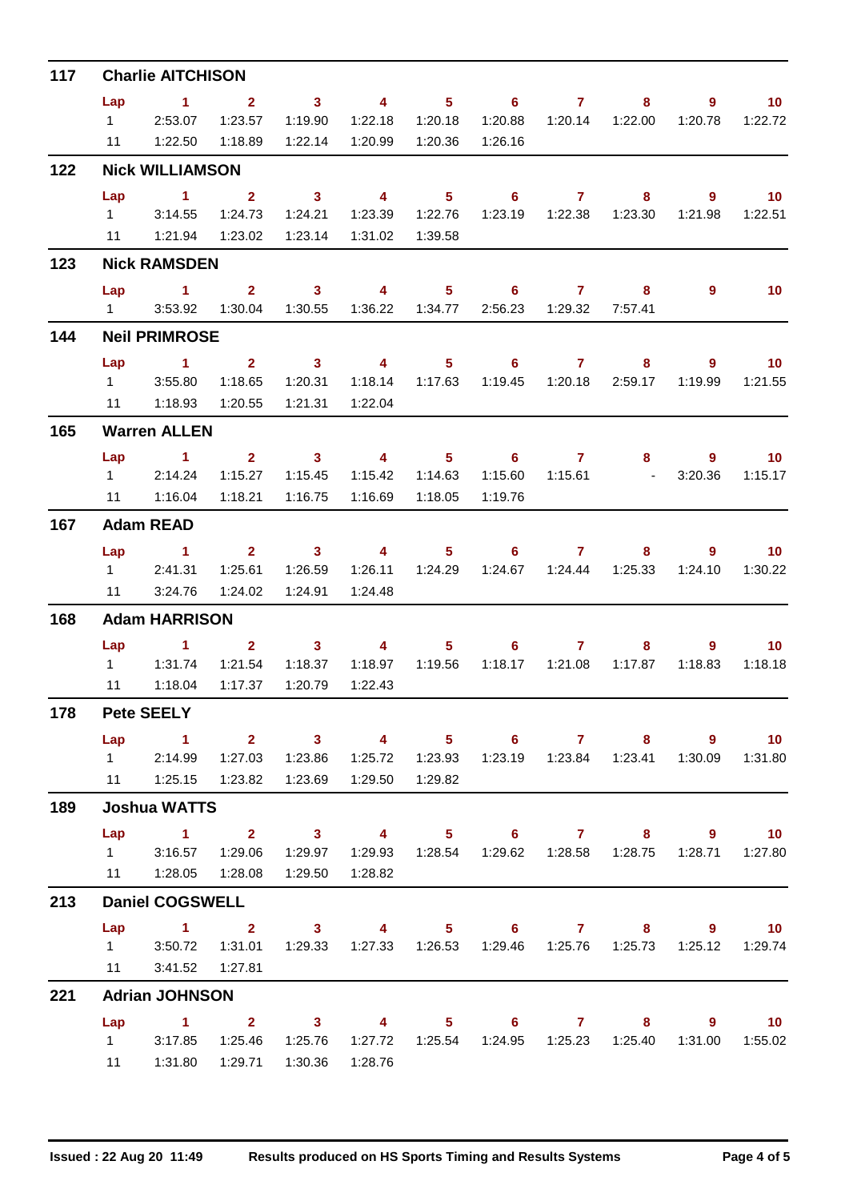## 117 Charlie AITCHISON

| Lap | 1 | 2 | 3 | 4 | 5 | 6 | 7 | 8 | 9 | 10 |
|---|---|---|---|---|---|---|---|---|---|---|
| 1 | 2:53.07 | 1:23.57 | 1:19.90 | 1:22.18 | 1:20.18 | 1:20.88 | 1:20.14 | 1:22.00 | 1:20.78 | 1:22.72 |
| 11 | 1:22.50 | 1:18.89 | 1:22.14 | 1:20.99 | 1:20.36 | 1:26.16 | | | | |

## 122 Nick WILLIAMSON

| Lap | 1 | 2 | 3 | 4 | 5 | 6 | 7 | 8 | 9 | 10 |
|---|---|---|---|---|---|---|---|---|---|---|
| 1 | 3:14.55 | 1:24.73 | 1:24.21 | 1:23.39 | 1:22.76 | 1:23.19 | 1:22.38 | 1:23.30 | 1:21.98 | 1:22.51 |
| 11 | 1:21.94 | 1:23.02 | 1:23.14 | 1:31.02 | 1:39.58 | | | | | |

## 123 Nick RAMSDEN

| Lap | 1 | 2 | 3 | 4 | 5 | 6 | 7 | 8 | 9 | 10 |
|---|---|---|---|---|---|---|---|---|---|---|
| 1 | 3:53.92 | 1:30.04 | 1:30.55 | 1:36.22 | 1:34.77 | 2:56.23 | 1:29.32 | 7:57.41 | | |

## 144 Neil PRIMROSE

| Lap | 1 | 2 | 3 | 4 | 5 | 6 | 7 | 8 | 9 | 10 |
|---|---|---|---|---|---|---|---|---|---|---|
| 1 | 3:55.80 | 1:18.65 | 1:20.31 | 1:18.14 | 1:17.63 | 1:19.45 | 1:20.18 | 2:59.17 | 1:19.99 | 1:21.55 |
| 11 | 1:18.93 | 1:20.55 | 1:21.31 | 1:22.04 | | | | | | |

## 165 Warren ALLEN

| Lap | 1 | 2 | 3 | 4 | 5 | 6 | 7 | 8 | 9 | 10 |
|---|---|---|---|---|---|---|---|---|---|---|
| 1 | 2:14.24 | 1:15.27 | 1:15.45 | 1:15.42 | 1:14.63 | 1:15.60 | 1:15.61 | - | 3:20.36 | 1:15.17 |
| 11 | 1:16.04 | 1:18.21 | 1:16.75 | 1:16.69 | 1:18.05 | 1:19.76 | | | | |

## 167 Adam READ

| Lap | 1 | 2 | 3 | 4 | 5 | 6 | 7 | 8 | 9 | 10 |
|---|---|---|---|---|---|---|---|---|---|---|
| 1 | 2:41.31 | 1:25.61 | 1:26.59 | 1:26.11 | 1:24.29 | 1:24.67 | 1:24.44 | 1:25.33 | 1:24.10 | 1:30.22 |
| 11 | 3:24.76 | 1:24.02 | 1:24.91 | 1:24.48 | | | | | | |

## 168 Adam HARRISON

| Lap | 1 | 2 | 3 | 4 | 5 | 6 | 7 | 8 | 9 | 10 |
|---|---|---|---|---|---|---|---|---|---|---|
| 1 | 1:31.74 | 1:21.54 | 1:18.37 | 1:18.97 | 1:19.56 | 1:18.17 | 1:21.08 | 1:17.87 | 1:18.83 | 1:18.18 |
| 11 | 1:18.04 | 1:17.37 | 1:20.79 | 1:22.43 | | | | | | |

## 178 Pete SEELY

| Lap | 1 | 2 | 3 | 4 | 5 | 6 | 7 | 8 | 9 | 10 |
|---|---|---|---|---|---|---|---|---|---|---|
| 1 | 2:14.99 | 1:27.03 | 1:23.86 | 1:25.72 | 1:23.93 | 1:23.19 | 1:23.84 | 1:23.41 | 1:30.09 | 1:31.80 |
| 11 | 1:25.15 | 1:23.82 | 1:23.69 | 1:29.50 | 1:29.82 | | | | | |

## 189 Joshua WATTS

| Lap | 1 | 2 | 3 | 4 | 5 | 6 | 7 | 8 | 9 | 10 |
|---|---|---|---|---|---|---|---|---|---|---|
| 1 | 3:16.57 | 1:29.06 | 1:29.97 | 1:29.93 | 1:28.54 | 1:29.62 | 1:28.58 | 1:28.75 | 1:28.71 | 1:27.80 |
| 11 | 1:28.05 | 1:28.08 | 1:29.50 | 1:28.82 | | | | | | |

## 213 Daniel COGSWELL

| Lap | 1 | 2 | 3 | 4 | 5 | 6 | 7 | 8 | 9 | 10 |
|---|---|---|---|---|---|---|---|---|---|---|
| 1 | 3:50.72 | 1:31.01 | 1:29.33 | 1:27.33 | 1:26.53 | 1:29.46 | 1:25.76 | 1:25.73 | 1:25.12 | 1:29.74 |
| 11 | 3:41.52 | 1:27.81 | | | | | | | | |

## 221 Adrian JOHNSON

| Lap | 1 | 2 | 3 | 4 | 5 | 6 | 7 | 8 | 9 | 10 |
|---|---|---|---|---|---|---|---|---|---|---|
| 1 | 3:17.85 | 1:25.46 | 1:25.76 | 1:27.72 | 1:25.54 | 1:24.95 | 1:25.23 | 1:25.40 | 1:31.00 | 1:55.02 |
| 11 | 1:31.80 | 1:29.71 | 1:30.36 | 1:28.76 | | | | | | |

Issued : 22 Aug 20 11:49 — Results produced on HS Sports Timing and Results Systems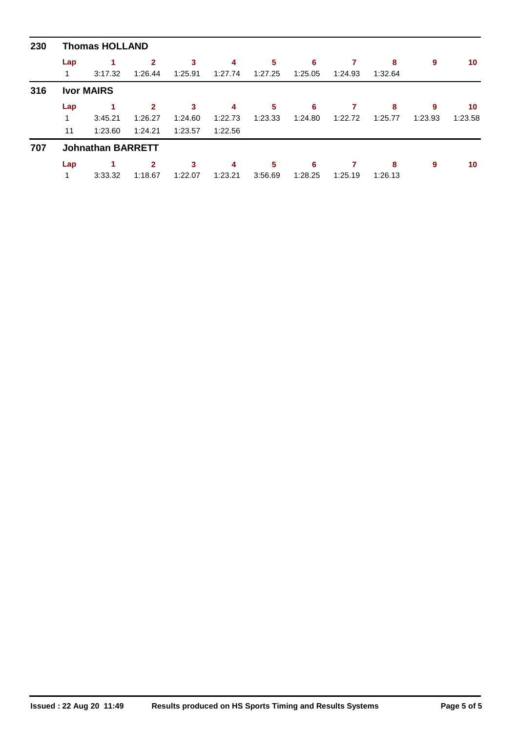## 230 Thomas HOLLAND

| Lap | 1 | 2 | 3 | 4 | 5 | 6 | 7 | 8 | 9 | 10 |
|---|---|---|---|---|---|---|---|---|---|---|
| 1 | 3:17.32 | 1:26.44 | 1:25.91 | 1:27.74 | 1:27.25 | 1:25.05 | 1:24.93 | 1:32.64 | | |

## 316 Ivor MAIRS

| Lap | 1 | 2 | 3 | 4 | 5 | 6 | 7 | 8 | 9 | 10 |
|---|---|---|---|---|---|---|---|---|---|---|
| 1 | 3:45.21 | 1:26.27 | 1:24.60 | 1:22.73 | 1:23.33 | 1:24.80 | 1:22.72 | 1:25.77 | 1:23.93 | 1:23.58 |
| 11 | 1:23.60 | 1:24.21 | 1:23.57 | 1:22.56 | | | | | | |

## 707 Johnathan BARRETT

| Lap | 1 | 2 | 3 | 4 | 5 | 6 | 7 | 8 | 9 | 10 |
|---|---|---|---|---|---|---|---|---|---|---|
| 1 | 3:33.32 | 1:18.67 | 1:22.07 | 1:23.21 | 3:56.69 | 1:28.25 | 1:25.19 | 1:26.13 | | |

Issued : 22 Aug 20 11:49 Results produced on HS Sports Timing and Results Systems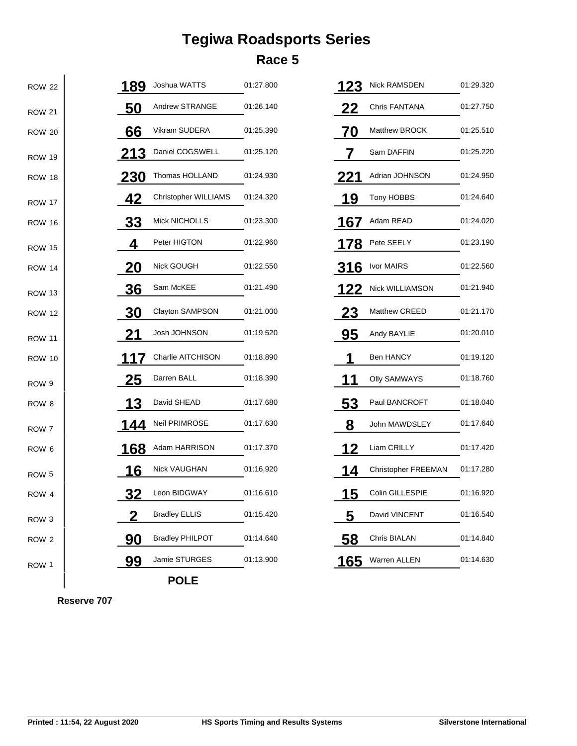# Tegiwa Roadsports Series

## Race 5

| Row | No. | Driver | Time | No. | Driver | Time |
|---|---|---|---|---|---|---|
| ROW 22 | 189 | Joshua WATTS | 01:27.800 | 123 | Nick RAMSDEN | 01:29.320 |
| ROW 21 | 50 | Andrew STRANGE | 01:26.140 | 22 | Chris FANTANA | 01:27.750 |
| ROW 20 | 66 | Vikram SUDERA | 01:25.390 | 70 | Matthew BROCK | 01:25.510 |
| ROW 19 | 213 | Daniel COGSWELL | 01:25.120 | 7 | Sam DAFFIN | 01:25.220 |
| ROW 18 | 230 | Thomas HOLLAND | 01:24.930 | 221 | Adrian JOHNSON | 01:24.950 |
| ROW 17 | 42 | Christopher WILLIAMS | 01:24.320 | 19 | Tony HOBBS | 01:24.640 |
| ROW 16 | 33 | Mick NICHOLLS | 01:23.300 | 167 | Adam READ | 01:24.020 |
| ROW 15 | 4 | Peter HIGTON | 01:22.960 | 178 | Pete SEELY | 01:23.190 |
| ROW 14 | 20 | Nick GOUGH | 01:22.550 | 316 | Ivor MAIRS | 01:22.560 |
| ROW 13 | 36 | Sam McKEE | 01:21.490 | 122 | Nick WILLIAMSON | 01:21.940 |
| ROW 12 | 30 | Clayton SAMPSON | 01:21.000 | 23 | Matthew CREED | 01:21.170 |
| ROW 11 | 21 | Josh JOHNSON | 01:19.520 | 95 | Andy BAYLIE | 01:20.010 |
| ROW 10 | 117 | Charlie AITCHISON | 01:18.890 | 1 | Ben HANCY | 01:19.120 |
| ROW 9 | 25 | Darren BALL | 01:18.390 | 11 | Olly SAMWAYS | 01:18.760 |
| ROW 8 | 13 | David SHEAD | 01:17.680 | 53 | Paul BANCROFT | 01:18.040 |
| ROW 7 | 144 | Neil PRIMROSE | 01:17.630 | 8 | John MAWDSLEY | 01:17.640 |
| ROW 6 | 168 | Adam HARRISON | 01:17.370 | 12 | Liam CRILLY | 01:17.420 |
| ROW 5 | 16 | Nick VAUGHAN | 01:16.920 | 14 | Christopher FREEMAN | 01:17.280 |
| ROW 4 | 32 | Leon BIDGWAY | 01:16.610 | 15 | Colin GILLESPIE | 01:16.920 |
| ROW 3 | 2 | Bradley ELLIS | 01:15.420 | 5 | David VINCENT | 01:16.540 |
| ROW 2 | 90 | Bradley PHILPOT | 01:14.640 | 58 | Chris BIALAN | 01:14.840 |
| ROW 1 | 99 | Jamie STURGES | 01:13.900 | 165 | Warren ALLEN | 01:14.630 |
| | **POLE** | | | | | |

**Reserve 707**

Printed : 11:54, 22 August 2020 — HS Sports Timing and Results Systems — Silverstone International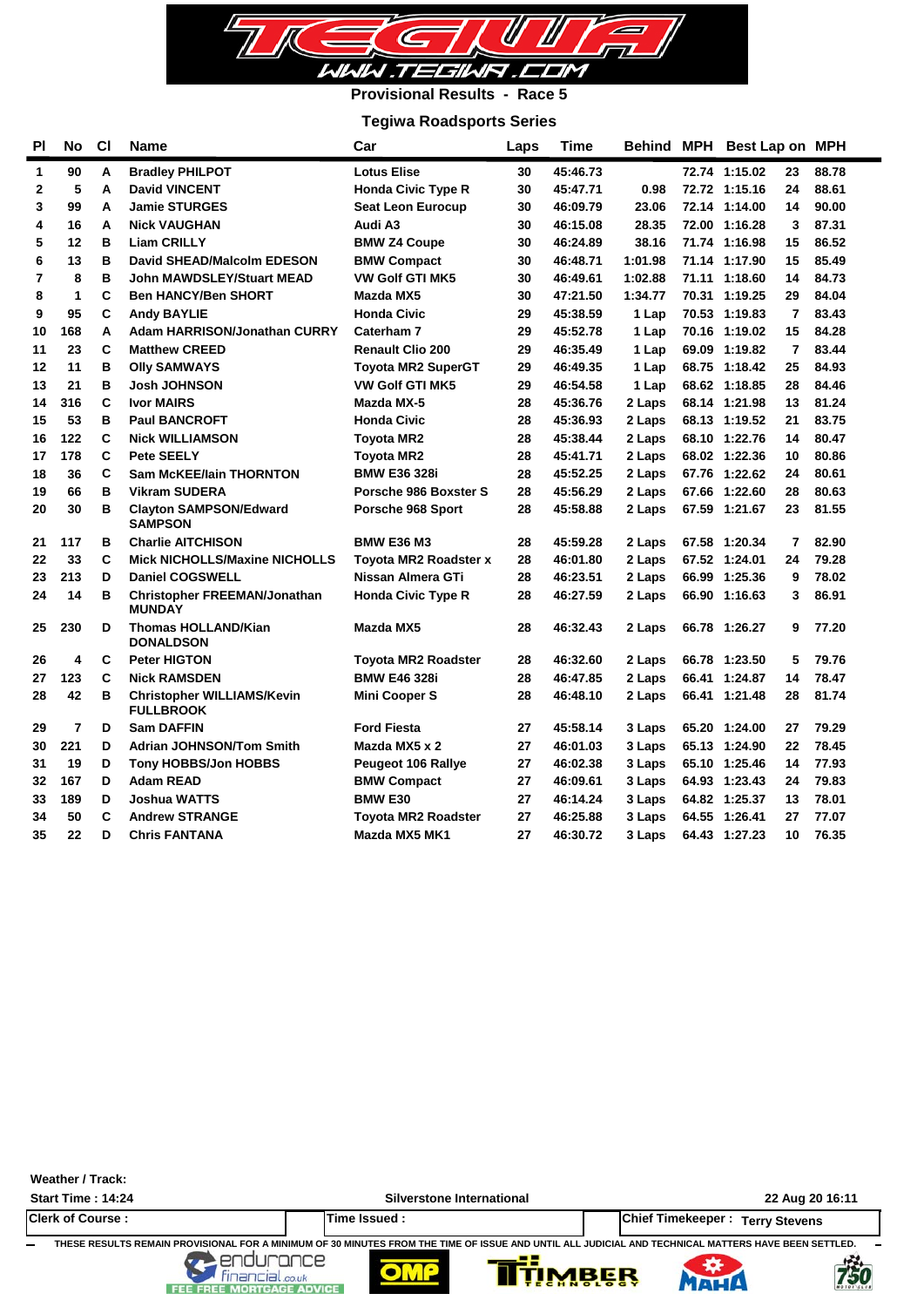# Provisional Results - Race 5

## Tegiwa Roadsports Series

| Pl | No | Cl | Name | Car | Laps | Time | Behind | MPH | Best Lap | on | MPH |
|---|---|---|---|---|---|---|---|---|---|---|---|
| 1 | 90 | A | Bradley PHILPOT | Lotus Elise | 30 | 45:46.73 | | 72.74 | 1:15.02 | 23 | 88.78 |
| 2 | 5 | A | David VINCENT | Honda Civic Type R | 30 | 45:47.71 | 0.98 | 72.72 | 1:15.16 | 24 | 88.61 |
| 3 | 99 | A | Jamie STURGES | Seat Leon Eurocup | 30 | 46:09.79 | 23.06 | 72.14 | 1:14.00 | 14 | 90.00 |
| 4 | 16 | A | Nick VAUGHAN | Audi A3 | 30 | 46:15.08 | 28.35 | 72.00 | 1:16.28 | 3 | 87.31 |
| 5 | 12 | B | Liam CRILLY | BMW Z4 Coupe | 30 | 46:24.89 | 38.16 | 71.74 | 1:16.98 | 15 | 86.52 |
| 6 | 13 | B | David SHEAD/Malcolm EDESON | BMW Compact | 30 | 46:48.71 | 1:01.98 | 71.14 | 1:17.90 | 15 | 85.49 |
| 7 | 8 | B | John MAWDSLEY/Stuart MEAD | VW Golf GTI MK5 | 30 | 46:49.61 | 1:02.88 | 71.11 | 1:18.60 | 14 | 84.73 |
| 8 | 1 | C | Ben HANCY/Ben SHORT | Mazda MX5 | 30 | 47:21.50 | 1:34.77 | 70.31 | 1:19.25 | 29 | 84.04 |
| 9 | 95 | C | Andy BAYLIE | Honda Civic | 29 | 45:38.59 | 1 Lap | 70.53 | 1:19.83 | 7 | 83.43 |
| 10 | 168 | A | Adam HARRISON/Jonathan CURRY | Caterham 7 | 29 | 45:52.78 | 1 Lap | 70.16 | 1:19.02 | 15 | 84.28 |
| 11 | 23 | C | Matthew CREED | Renault Clio 200 | 29 | 46:35.49 | 1 Lap | 69.09 | 1:19.82 | 7 | 83.44 |
| 12 | 11 | B | Olly SAMWAYS | Toyota MR2 SuperGT | 29 | 46:49.35 | 1 Lap | 68.75 | 1:18.42 | 25 | 84.93 |
| 13 | 21 | B | Josh JOHNSON | VW Golf GTI MK5 | 29 | 46:54.58 | 1 Lap | 68.62 | 1:18.85 | 28 | 84.46 |
| 14 | 316 | C | Ivor MAIRS | Mazda MX-5 | 28 | 45:36.76 | 2 Laps | 68.14 | 1:21.98 | 13 | 81.24 |
| 15 | 53 | B | Paul BANCROFT | Honda Civic | 28 | 45:36.93 | 2 Laps | 68.13 | 1:19.52 | 21 | 83.75 |
| 16 | 122 | C | Nick WILLIAMSON | Toyota MR2 | 28 | 45:38.44 | 2 Laps | 68.10 | 1:22.76 | 14 | 80.47 |
| 17 | 178 | C | Pete SEELY | Toyota MR2 | 28 | 45:41.71 | 2 Laps | 68.02 | 1:22.36 | 10 | 80.86 |
| 18 | 36 | C | Sam McKEE/Iain THORNTON | BMW E36 328i | 28 | 45:52.25 | 2 Laps | 67.76 | 1:22.62 | 24 | 80.61 |
| 19 | 66 | B | Vikram SUDERA | Porsche 986 Boxster S | 28 | 45:56.29 | 2 Laps | 67.66 | 1:22.60 | 28 | 80.63 |
| 20 | 30 | B | Clayton SAMPSON/Edward SAMPSON | Porsche 968 Sport | 28 | 45:58.88 | 2 Laps | 67.59 | 1:21.67 | 23 | 81.55 |
| 21 | 117 | B | Charlie AITCHISON | BMW E36 M3 | 28 | 45:59.28 | 2 Laps | 67.58 | 1:20.34 | 7 | 82.90 |
| 22 | 33 | C | Mick NICHOLLS/Maxine NICHOLLS | Toyota MR2 Roadster x | 28 | 46:01.80 | 2 Laps | 67.52 | 1:24.01 | 24 | 79.28 |
| 23 | 213 | D | Daniel COGSWELL | Nissan Almera GTi | 28 | 46:23.51 | 2 Laps | 66.99 | 1:25.36 | 9 | 78.02 |
| 24 | 14 | B | Christopher FREEMAN/Jonathan MUNDAY | Honda Civic Type R | 28 | 46:27.59 | 2 Laps | 66.90 | 1:16.63 | 3 | 86.91 |
| 25 | 230 | D | Thomas HOLLAND/Kian DONALDSON | Mazda MX5 | 28 | 46:32.43 | 2 Laps | 66.78 | 1:26.27 | 9 | 77.20 |
| 26 | 4 | C | Peter HIGTON | Toyota MR2 Roadster | 28 | 46:32.60 | 2 Laps | 66.78 | 1:23.50 | 5 | 79.76 |
| 27 | 123 | C | Nick RAMSDEN | BMW E46 328i | 28 | 46:47.85 | 2 Laps | 66.41 | 1:24.87 | 14 | 78.47 |
| 28 | 42 | B | Christopher WILLIAMS/Kevin FULLBROOK | Mini Cooper S | 28 | 46:48.10 | 2 Laps | 66.41 | 1:21.48 | 28 | 81.74 |
| 29 | 7 | D | Sam DAFFIN | Ford Fiesta | 27 | 45:58.14 | 3 Laps | 65.20 | 1:24.00 | 27 | 79.29 |
| 30 | 221 | D | Adrian JOHNSON/Tom Smith | Mazda MX5 x 2 | 27 | 46:01.03 | 3 Laps | 65.13 | 1:24.90 | 22 | 78.45 |
| 31 | 19 | D | Tony HOBBS/Jon HOBBS | Peugeot 106 Rallye | 27 | 46:02.38 | 3 Laps | 65.10 | 1:25.46 | 14 | 77.93 |
| 32 | 167 | D | Adam READ | BMW Compact | 27 | 46:09.61 | 3 Laps | 64.93 | 1:23.43 | 24 | 79.83 |
| 33 | 189 | D | Joshua WATTS | BMW E30 | 27 | 46:14.24 | 3 Laps | 64.82 | 1:25.37 | 13 | 78.01 |
| 34 | 50 | C | Andrew STRANGE | Toyota MR2 Roadster | 27 | 46:25.88 | 3 Laps | 64.55 | 1:26.41 | 27 | 77.07 |
| 35 | 22 | D | Chris FANTANA | Mazda MX5 MK1 | 27 | 46:30.72 | 3 Laps | 64.43 | 1:27.23 | 10 | 76.35 |

Weather / Track:

Start Time : 14:24 | Silverstone International | 22 Aug 20 16:11

Clerk of Course : | Time Issued : | Chief Timekeeper : Terry Stevens

THESE RESULTS REMAIN PROVISIONAL FOR A MINIMUM OF 30 MINUTES FROM THE TIME OF ISSUE AND UNTIL ALL JUDICIAL AND TECHNICAL MATTERS HAVE BEEN SETTLED.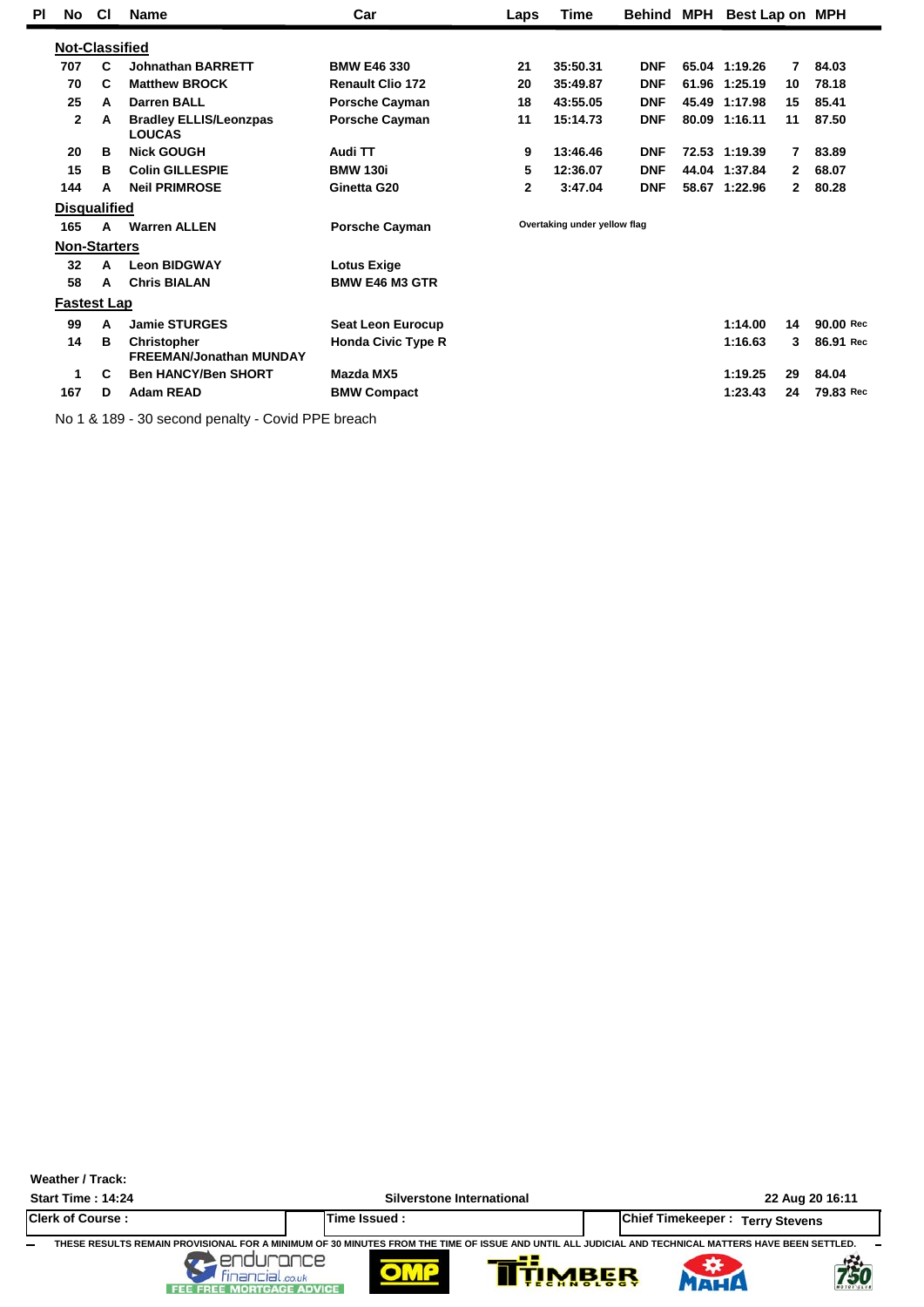| Pl | No | Cl | Name | Car | Laps | Time | Behind | MPH | Best Lap | on | MPH |
|---|---|---|---|---|---|---|---|---|---|---|---|
| **Not-Classified** | | | | | | | | | | | |
| | 707 | C | Johnathan BARRETT | BMW E46 330 | 21 | 35:50.31 | DNF | 65.04 | 1:19.26 | 7 | 84.03 |
| | 70 | C | Matthew BROCK | Renault Clio 172 | 20 | 35:49.87 | DNF | 61.96 | 1:25.19 | 10 | 78.18 |
| | 25 | A | Darren BALL | Porsche Cayman | 18 | 43:55.05 | DNF | 45.49 | 1:17.98 | 15 | 85.41 |
| | 2 | A | Bradley ELLIS/Leonzpas LOUCAS | Porsche Cayman | 11 | 15:14.73 | DNF | 80.09 | 1:16.11 | 11 | 87.50 |
| | 20 | B | Nick GOUGH | Audi TT | 9 | 13:46.46 | DNF | 72.53 | 1:19.39 | 7 | 83.89 |
| | 15 | B | Colin GILLESPIE | BMW 130i | 5 | 12:36.07 | DNF | 44.04 | 1:37.84 | 2 | 68.07 |
| | 144 | A | Neil PRIMROSE | Ginetta G20 | 2 | 3:47.04 | DNF | 58.67 | 1:22.96 | 2 | 80.28 |
| **Disqualified** | | | | | | | | | | | |
| | 165 | A | Warren ALLEN | Porsche Cayman | Overtaking under yellow flag | | | | | | |
| **Non-Starters** | | | | | | | | | | | |
| | 32 | A | Leon BIDGWAY | Lotus Exige | | | | | | | |
| | 58 | A | Chris BIALAN | BMW E46 M3 GTR | | | | | | | |
| **Fastest Lap** | | | | | | | | | | | |
| | 99 | A | Jamie STURGES | Seat Leon Eurocup | | | | | 1:14.00 | 14 | 90.00 Rec |
| | 14 | B | Christopher FREEMAN/Jonathan MUNDAY | Honda Civic Type R | | | | | 1:16.63 | 3 | 86.91 Rec |
| | 1 | C | Ben HANCY/Ben SHORT | Mazda MX5 | | | | | 1:19.25 | 29 | 84.04 |
| | 167 | D | Adam READ | BMW Compact | | | | | 1:23.43 | 24 | 79.83 Rec |

No 1 & 189 - 30 second penalty - Covid PPE breach

Weather / Track:

Start Time : 14:24 | Silverstone International | 22 Aug 20 16:11

Clerk of Course : | Time Issued : | Chief Timekeeper : Terry Stevens

THESE RESULTS REMAIN PROVISIONAL FOR A MINIMUM OF 30 MINUTES FROM THE TIME OF ISSUE AND UNTIL ALL JUDICIAL AND TECHNICAL MATTERS HAVE BEEN SETTLED.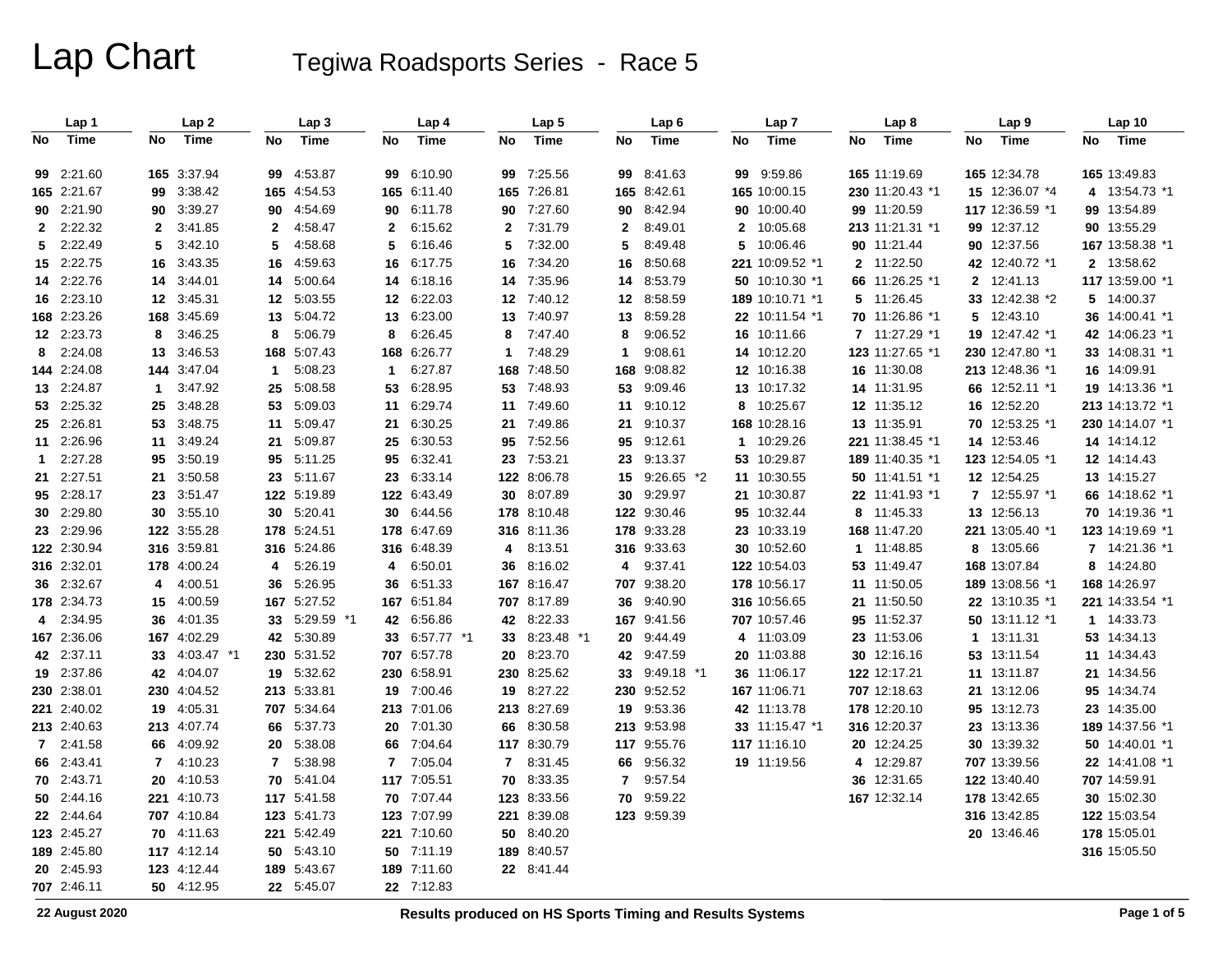# Lap Chart

## Tegiwa Roadsports Series - Race 5

| Lap 1 | | Lap 2 | | Lap 3 | | Lap 4 | | Lap 5 | | Lap 6 | | Lap 7 | | Lap 8 | | Lap 9 | | Lap 10 | |
|---|---|---|---|---|---|---|---|---|---|---|---|---|---|---|---|---|---|---|---|
| No | Time | No | Time | No | Time | No | Time | No | Time | No | Time | No | Time | No | Time | No | Time | No | Time |
| 99 | 2:21.60 | 165 | 3:37.94 | 99 | 4:53.87 | 99 | 6:10.90 | 99 | 7:25.56 | 99 | 8:41.63 | 99 | 9:59.86 | 165 | 11:19.69 | 165 | 12:34.78 | 165 | 13:49.83 |
| 165 | 2:21.67 | 99 | 3:38.42 | 165 | 4:54.53 | 165 | 6:11.40 | 165 | 7:26.81 | 165 | 8:42.61 | 165 | 10:00.15 | 230 | 11:20.43 *1 | 15 | 12:36.07 *4 | 4 | 13:54.73 *1 |
| 90 | 2:21.90 | 90 | 3:39.27 | 90 | 4:54.69 | 90 | 6:11.78 | 90 | 7:27.60 | 90 | 8:42.94 | 90 | 10:00.40 | 99 | 11:20.59 | 117 | 12:36.59 *1 | 99 | 13:54.89 |
| 2 | 2:22.32 | 2 | 3:41.85 | 2 | 4:58.47 | 2 | 6:15.62 | 2 | 7:31.79 | 2 | 8:49.01 | 2 | 10:05.68 | 213 | 11:21.31 *1 | 99 | 12:37.12 | 90 | 13:55.29 |
| 5 | 2:22.49 | 5 | 3:42.10 | 5 | 4:58.68 | 5 | 6:16.46 | 5 | 7:32.00 | 5 | 8:49.48 | 5 | 10:06.46 | 90 | 11:21.44 | 90 | 12:37.56 | 167 | 13:58.38 *1 |
| 15 | 2:22.75 | 16 | 3:43.35 | 16 | 4:59.63 | 16 | 6:17.75 | 16 | 7:34.20 | 16 | 8:50.68 | 221 | 10:09.52 *1 | 2 | 11:22.50 | 42 | 12:40.72 *1 | 2 | 13:58.62 |
| 14 | 2:22.76 | 14 | 3:44.01 | 14 | 5:00.64 | 14 | 6:18.16 | 14 | 7:35.96 | 14 | 8:53.79 | 50 | 10:10.30 *1 | 66 | 11:26.25 *1 | 2 | 12:41.13 | 117 | 13:59.00 *1 |
| 16 | 2:23.10 | 12 | 3:45.31 | 12 | 5:03.55 | 12 | 6:22.03 | 12 | 7:40.12 | 12 | 8:58.59 | 189 | 10:10.71 *1 | 5 | 11:26.45 | 33 | 12:42.38 *2 | 5 | 14:00.37 |
| 168 | 2:23.26 | 168 | 3:45.69 | 13 | 5:04.72 | 13 | 6:23.00 | 13 | 7:40.97 | 13 | 8:59.28 | 22 | 10:11.54 *1 | 70 | 11:26.86 *1 | 5 | 12:43.10 | 36 | 14:00.41 *1 |
| 12 | 2:23.73 | 8 | 3:46.25 | 8 | 5:06.79 | 8 | 6:26.45 | 8 | 7:47.40 | 8 | 9:06.52 | 16 | 10:11.66 | 7 | 11:27.29 *1 | 19 | 12:47.42 *1 | 42 | 14:06.23 *1 |
| 8 | 2:24.08 | 13 | 3:46.53 | 168 | 5:07.43 | 168 | 6:26.77 | 1 | 7:48.29 | 1 | 9:08.61 | 14 | 10:12.20 | 123 | 11:27.65 *1 | 230 | 12:47.80 *1 | 33 | 14:08.31 *1 |
| 144 | 2:24.08 | 144 | 3:47.04 | 1 | 5:08.23 | 1 | 6:27.87 | 168 | 7:48.50 | 168 | 9:08.82 | 12 | 10:16.38 | 16 | 11:30.08 | 213 | 12:48.36 *1 | 16 | 14:09.91 |
| 13 | 2:24.87 | 1 | 3:47.92 | 25 | 5:08.58 | 53 | 6:28.95 | 53 | 7:48.93 | 53 | 9:09.46 | 13 | 10:17.32 | 14 | 11:31.95 | 66 | 12:52.11 *1 | 19 | 14:13.36 *1 |
| 53 | 2:25.32 | 25 | 3:48.28 | 53 | 5:09.03 | 11 | 6:29.74 | 11 | 7:49.60 | 11 | 9:10.12 | 8 | 10:25.67 | 12 | 11:35.12 | 16 | 12:52.20 | 213 | 14:13.72 *1 |
| 25 | 2:26.81 | 53 | 3:48.75 | 11 | 5:09.47 | 21 | 6:30.25 | 21 | 7:49.86 | 21 | 9:10.37 | 168 | 10:28.16 | 13 | 11:35.91 | 70 | 12:53.25 *1 | 230 | 14:14.07 *1 |
| 11 | 2:26.96 | 11 | 3:49.24 | 21 | 5:09.87 | 25 | 6:30.53 | 95 | 7:52.56 | 95 | 9:12.61 | 1 | 10:29.26 | 221 | 11:38.45 *1 | 14 | 12:53.46 | 14 | 14:14.12 |
| 1 | 2:27.28 | 95 | 3:50.19 | 95 | 5:11.25 | 95 | 6:32.41 | 23 | 7:53.21 | 23 | 9:13.37 | 53 | 10:29.87 | 189 | 11:40.35 *1 | 123 | 12:54.05 *1 | 12 | 14:14.43 |
| 21 | 2:27.51 | 21 | 3:50.58 | 23 | 5:11.67 | 23 | 6:33.14 | 122 | 8:06.78 | 15 | 9:26.65 *2 | 11 | 10:30.55 | 50 | 11:41.51 *1 | 12 | 12:54.25 | 13 | 14:15.27 |
| 95 | 2:28.17 | 23 | 3:51.47 | 122 | 5:19.89 | 122 | 6:43.49 | 30 | 8:07.89 | 30 | 9:29.97 | 21 | 10:30.87 | 22 | 11:41.93 *1 | 7 | 12:55.97 *1 | 66 | 14:18.62 *1 |
| 30 | 2:29.80 | 30 | 3:55.10 | 30 | 5:20.41 | 30 | 6:44.56 | 178 | 8:10.48 | 122 | 9:30.46 | 95 | 10:32.44 | 8 | 11:45.33 | 13 | 12:56.13 | 70 | 14:19.36 *1 |
| 23 | 2:29.96 | 122 | 3:55.28 | 178 | 5:24.51 | 178 | 6:47.69 | 316 | 8:11.36 | 178 | 9:33.28 | 23 | 10:33.19 | 168 | 11:47.20 | 221 | 13:05.40 *1 | 123 | 14:19.69 *1 |
| 122 | 2:30.94 | 316 | 3:59.81 | 316 | 5:24.86 | 316 | 6:48.39 | 4 | 8:13.51 | 316 | 9:33.63 | 30 | 10:52.60 | 1 | 11:48.85 | 8 | 13:05.66 | 7 | 14:21.36 *1 |
| 316 | 2:32.01 | 178 | 4:00.24 | 4 | 5:26.19 | 4 | 6:50.01 | 36 | 8:16.02 | 4 | 9:37.41 | 122 | 10:54.03 | 53 | 11:49.47 | 168 | 13:07.84 | 8 | 14:24.80 |
| 36 | 2:32.67 | 4 | 4:00.51 | 36 | 5:26.95 | 36 | 6:51.33 | 167 | 8:16.47 | 707 | 9:38.20 | 178 | 10:56.17 | 11 | 11:50.05 | 189 | 13:08.56 *1 | 168 | 14:26.97 |
| 178 | 2:34.73 | 15 | 4:00.59 | 167 | 5:27.52 | 167 | 6:51.84 | 707 | 8:17.89 | 36 | 9:40.90 | 316 | 10:56.65 | 21 | 11:50.50 | 22 | 13:10.35 *1 | 221 | 14:33.54 *1 |
| 4 | 2:34.95 | 36 | 4:01.35 | 33 | 5:29.59 *1 | 42 | 6:56.86 | 42 | 8:22.33 | 167 | 9:41.56 | 707 | 10:57.46 | 95 | 11:52.37 | 50 | 13:11.12 *1 | 1 | 14:33.73 |
| 167 | 2:36.06 | 167 | 4:02.29 | 42 | 5:30.89 | 33 | 6:57.77 *1 | 33 | 8:23.48 *1 | 20 | 9:44.49 | 4 | 11:03.09 | 23 | 11:53.06 | 1 | 13:11.31 | 53 | 14:34.13 |
| 42 | 2:37.11 | 33 | 4:03.47 *1 | 230 | 5:31.52 | 707 | 6:57.78 | 20 | 8:23.70 | 42 | 9:47.59 | 20 | 11:03.88 | 30 | 12:16.16 | 53 | 13:11.54 | 11 | 14:34.43 |
| 19 | 2:37.86 | 42 | 4:04.07 | 19 | 5:32.62 | 230 | 6:58.91 | 230 | 8:25.62 | 33 | 9:49.18 *1 | 36 | 11:06.17 | 122 | 12:17.21 | 11 | 13:11.87 | 21 | 14:34.56 |
| 230 | 2:38.01 | 230 | 4:04.52 | 213 | 5:33.81 | 19 | 7:00.46 | 19 | 8:27.22 | 230 | 9:52.52 | 167 | 11:06.71 | 707 | 12:18.63 | 21 | 13:12.06 | 95 | 14:34.74 |
| 221 | 2:40.02 | 19 | 4:05.31 | 707 | 5:34.64 | 213 | 7:01.06 | 213 | 8:27.69 | 19 | 9:53.36 | 42 | 11:13.78 | 178 | 12:20.10 | 95 | 13:12.73 | 23 | 14:35.00 |
| 213 | 2:40.63 | 213 | 4:07.74 | 66 | 5:37.73 | 20 | 7:01.30 | 66 | 8:30.58 | 213 | 9:53.98 | 33 | 11:15.47 *1 | 316 | 12:20.37 | 23 | 13:13.36 | 189 | 14:37.56 *1 |
| 7 | 2:41.58 | 66 | 4:09.92 | 20 | 5:38.08 | 66 | 7:04.64 | 117 | 8:30.79 | 117 | 9:55.76 | 117 | 11:16.10 | 20 | 12:24.25 | 30 | 13:39.32 | 50 | 14:40.01 *1 |
| 66 | 2:43.41 | 7 | 4:10.23 | 7 | 5:38.98 | 7 | 7:05.04 | 7 | 8:31.45 | 66 | 9:56.32 | 19 | 11:19.56 | 4 | 12:29.87 | 707 | 13:39.56 | 22 | 14:41.08 *1 |
| 70 | 2:43.71 | 20 | 4:10.53 | 70 | 5:41.04 | 117 | 7:05.51 | 70 | 8:33.35 | 7 | 9:57.54 | | | 36 | 12:31.65 | 122 | 13:40.40 | 707 | 14:59.91 |
| 50 | 2:44.16 | 221 | 4:10.73 | 117 | 5:41.58 | 70 | 7:07.44 | 123 | 8:33.56 | 70 | 9:59.22 | | | 167 | 12:32.14 | 178 | 13:42.65 | 30 | 15:02.30 |
| 22 | 2:44.64 | 707 | 4:10.84 | 123 | 5:41.73 | 123 | 7:07.99 | 221 | 8:39.08 | 123 | 9:59.39 | | | | | 316 | 13:42.85 | 122 | 15:03.54 |
| 123 | 2:45.27 | 70 | 4:11.63 | 221 | 5:42.49 | 221 | 7:10.60 | 50 | 8:40.20 | | | | | | | 20 | 13:46.46 | 178 | 15:05.01 |
| 189 | 2:45.80 | 117 | 4:12.14 | 50 | 5:43.10 | 50 | 7:11.19 | 189 | 8:40.57 | | | | | | | | | 316 | 15:05.50 |
| 20 | 2:45.93 | 123 | 4:12.44 | 189 | 5:43.67 | 189 | 7:11.60 | 22 | 8:41.44 | | | | | | | | | | |
| 707 | 2:46.11 | 50 | 4:12.95 | 22 | 5:45.07 | 22 | 7:12.83 | | | | | | | | | | | | |

22 August 2020

Results produced on HS Sports Timing and Results Systems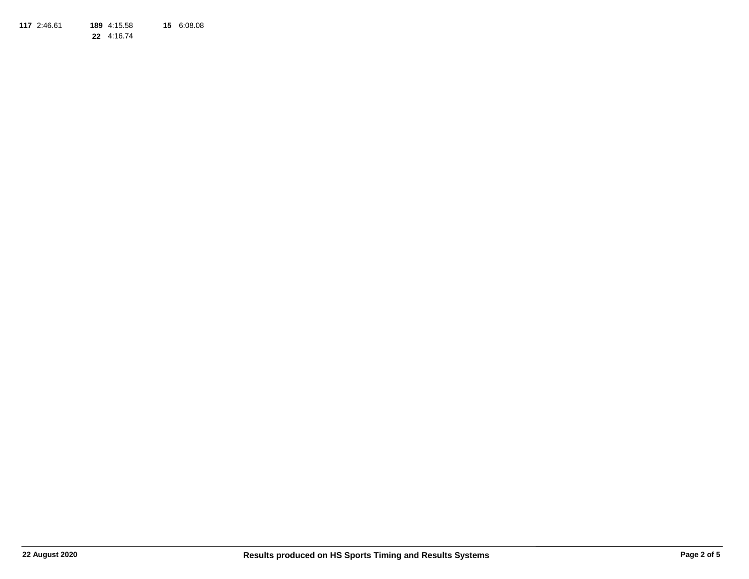**117** 2:46.61 **189** 4:15.58 **15** 6:08.08

**22** 4:16.74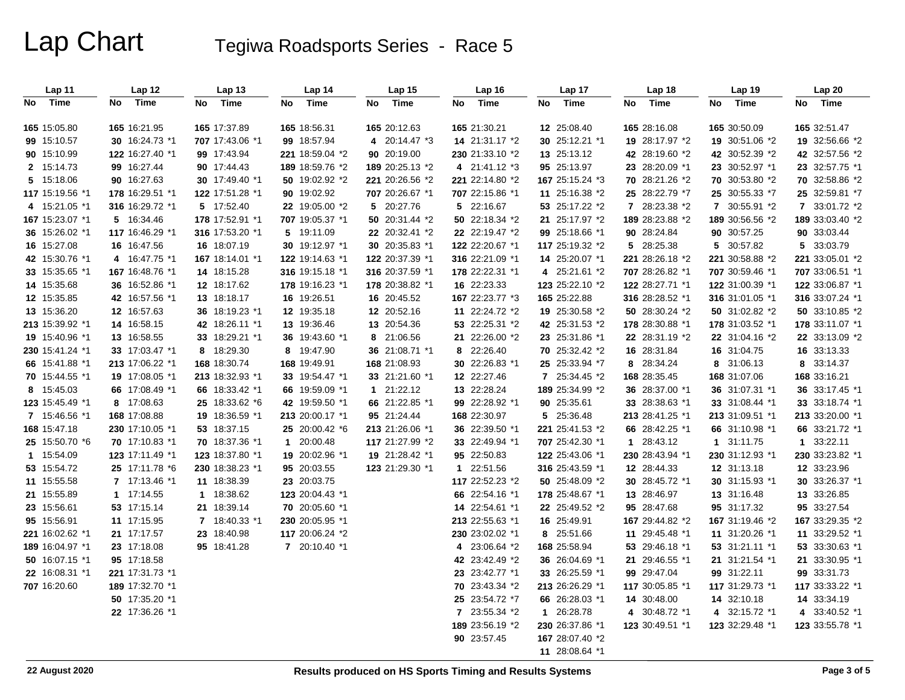# Lap Chart

## Tegiwa Roadsports Series - Race 5

| Lap 11 | | Lap 12 | | Lap 13 | | Lap 14 | | Lap 15 | | Lap 16 | | Lap 17 | | Lap 18 | | Lap 19 | | Lap 20 | |
|---|---|---|---|---|---|---|---|---|---|---|---|---|---|---|---|---|---|---|---|
| No | Time | No | Time | No | Time | No | Time | No | Time | No | Time | No | Time | No | Time | No | Time | No | Time |
| 165 | 15:05.80 | 165 | 16:21.95 | 165 | 17:37.89 | 165 | 18:56.31 | 165 | 20:12.63 | 165 | 21:30.21 | 12 | 25:08.40 | 165 | 28:16.08 | 165 | 30:50.09 | 165 | 32:51.47 |
| 99 | 15:10.57 | 30 | 16:24.73 *1 | 707 | 17:43.06 *1 | 99 | 18:57.94 | 4 | 20:14.47 *3 | 14 | 21:31.17 *2 | 30 | 25:12.21 *1 | 19 | 28:17.97 *2 | 19 | 30:51.06 *2 | 19 | 32:56.66 *2 |
| 90 | 15:10.99 | 122 | 16:27.40 *1 | 99 | 17:43.94 | 221 | 18:59.04 *2 | 90 | 20:19.00 | 230 | 21:33.10 *2 | 13 | 25:13.12 | 42 | 28:19.60 *2 | 42 | 30:52.39 *2 | 42 | 32:57.56 *2 |
| 2 | 15:14.73 | 99 | 16:27.44 | 90 | 17:44.43 | 189 | 18:59.76 *2 | 189 | 20:25.13 *2 | 4 | 21:41.12 *3 | 95 | 25:13.97 | 23 | 28:20.09 *1 | 23 | 30:52.97 *1 | 23 | 32:57.75 *1 |
| 5 | 15:18.06 | 90 | 16:27.63 | 30 | 17:49.40 *1 | 50 | 19:02.92 *2 | 221 | 20:26.56 *2 | 221 | 22:14.80 *2 | 167 | 25:15.24 *3 | 70 | 28:21.26 *2 | 70 | 30:53.80 *2 | 70 | 32:58.86 *2 |
| 117 | 15:19.56 *1 | 178 | 16:29.51 *1 | 122 | 17:51.28 *1 | 90 | 19:02.92 | 707 | 20:26.67 *1 | 707 | 22:15.86 *1 | 11 | 25:16.38 *2 | 25 | 28:22.79 *7 | 25 | 30:55.33 *7 | 25 | 32:59.81 *7 |
| 4 | 15:21.05 *1 | 316 | 16:29.72 *1 | 5 | 17:52.40 | 22 | 19:05.00 *2 | 5 | 20:27.76 | 5 | 22:16.67 | 53 | 25:17.22 *2 | 7 | 28:23.38 *2 | 7 | 30:55.91 *2 | 7 | 33:01.72 *2 |
| 167 | 15:23.07 *1 | 5 | 16:34.46 | 178 | 17:52.91 *1 | 707 | 19:05.37 *1 | 50 | 20:31.44 *2 | 50 | 22:18.34 *2 | 21 | 25:17.97 *2 | 189 | 28:23.88 *2 | 189 | 30:56.56 *2 | 189 | 33:03.40 *2 |
| 36 | 15:26.02 *1 | 117 | 16:46.29 *1 | 316 | 17:53.20 *1 | 5 | 19:11.09 | 22 | 20:32.41 *2 | 22 | 22:19.47 *2 | 99 | 25:18.66 *1 | 90 | 28:24.84 | 90 | 30:57.25 | 90 | 33:03.44 |
| 16 | 15:27.08 | 16 | 16:47.56 | 16 | 18:07.19 | 30 | 19:12.97 *1 | 30 | 20:35.83 *1 | 122 | 22:20.67 *1 | 117 | 25:19.32 *2 | 5 | 28:25.38 | 5 | 30:57.82 | 5 | 33:03.79 |
| 42 | 15:30.76 *1 | 4 | 16:47.75 *1 | 167 | 18:14.01 *1 | 122 | 19:14.63 *1 | 122 | 20:37.39 *1 | 316 | 22:21.09 *1 | 14 | 25:20.07 *1 | 221 | 28:26.18 *2 | 221 | 30:58.88 *2 | 221 | 33:05.01 *2 |
| 33 | 15:35.65 *1 | 167 | 16:48.76 *1 | 14 | 18:15.28 | 316 | 19:15.18 *1 | 316 | 20:37.59 *1 | 178 | 22:22.31 *1 | 4 | 25:21.61 *2 | 707 | 28:26.82 *1 | 707 | 30:59.46 *1 | 707 | 33:06.51 *1 |
| 14 | 15:35.68 | 36 | 16:52.86 *1 | 12 | 18:17.62 | 178 | 19:16.23 *1 | 178 | 20:38.82 *1 | 16 | 22:23.33 | 123 | 25:22.10 *2 | 122 | 28:27.71 *1 | 122 | 31:00.39 *1 | 122 | 33:06.87 *1 |
| 12 | 15:35.85 | 42 | 16:57.56 *1 | 13 | 18:18.17 | 16 | 19:26.51 | 16 | 20:45.52 | 167 | 22:23.77 *3 | 165 | 25:22.88 | 316 | 28:28.52 *1 | 316 | 31:01.05 *1 | 316 | 33:07.24 *1 |
| 13 | 15:36.20 | 12 | 16:57.63 | 36 | 18:19.23 *1 | 12 | 19:35.18 | 12 | 20:52.16 | 11 | 22:24.72 *2 | 19 | 25:30.58 *2 | 50 | 28:30.24 *2 | 50 | 31:02.82 *2 | 50 | 33:10.85 *2 |
| 213 | 15:39.92 *1 | 14 | 16:58.15 | 42 | 18:26.11 *1 | 13 | 19:36.46 | 13 | 20:54.36 | 53 | 22:25.31 *2 | 42 | 25:31.53 *2 | 178 | 28:30.88 *1 | 178 | 31:03.52 *1 | 178 | 33:11.07 *1 |
| 19 | 15:40.96 *1 | 13 | 16:58.55 | 33 | 18:29.21 *1 | 36 | 19:43.60 *1 | 8 | 21:06.56 | 21 | 22:26.00 *2 | 23 | 25:31.86 *1 | 22 | 28:31.19 *2 | 22 | 31:04.16 *2 | 22 | 33:13.09 *2 |
| 230 | 15:41.24 *1 | 33 | 17:03.47 *1 | 8 | 18:29.30 | 8 | 19:47.90 | 36 | 21:08.71 *1 | 8 | 22:26.40 | 70 | 25:32.42 *2 | 16 | 28:31.84 | 16 | 31:04.75 | 16 | 33:13.33 |
| 66 | 15:41.88 *1 | 213 | 17:06.22 *1 | 168 | 18:30.74 | 168 | 19:49.91 | 168 | 21:08.93 | 30 | 22:26.83 *1 | 25 | 25:33.94 *7 | 8 | 28:34.24 | 8 | 31:06.13 | 8 | 33:14.37 |
| 70 | 15:44.55 *1 | 19 | 17:08.05 *1 | 213 | 18:32.93 *1 | 33 | 19:54.47 *1 | 33 | 21:21.60 *1 | 12 | 22:27.46 | 7 | 25:34.45 *2 | 168 | 28:35.45 | 168 | 31:07.06 | 168 | 33:16.21 |
| 8 | 15:45.03 | 66 | 17:08.49 *1 | 66 | 18:33.42 *1 | 66 | 19:59.09 *1 | 1 | 21:22.12 | 13 | 22:28.24 | 189 | 25:34.99 *2 | 36 | 28:37.00 *1 | 36 | 31:07.31 *1 | 36 | 33:17.45 *1 |
| 123 | 15:45.49 *1 | 8 | 17:08.63 | 25 | 18:33.62 *6 | 42 | 19:59.50 *1 | 66 | 21:22.85 *1 | 99 | 22:28.92 *1 | 90 | 25:35.61 | 33 | 28:38.63 *1 | 33 | 31:08.44 *1 | 33 | 33:18.74 *1 |
| 7 | 15:46.56 *1 | 168 | 17:08.88 | 19 | 18:36.59 *1 | 213 | 20:00.17 *1 | 95 | 21:24.44 | 168 | 22:30.97 | 5 | 25:36.48 | 213 | 28:41.25 *1 | 213 | 31:09.51 *1 | 213 | 33:20.00 *1 |
| 168 | 15:47.18 | 230 | 17:10.05 *1 | 53 | 18:37.15 | 25 | 20:00.42 *6 | 213 | 21:26.06 *1 | 36 | 22:39.50 *1 | 221 | 25:41.53 *2 | 66 | 28:42.25 *1 | 66 | 31:10.98 *1 | 66 | 33:21.72 *1 |
| 25 | 15:50.70 *6 | 70 | 17:10.83 *1 | 70 | 18:37.36 *1 | 1 | 20:00.48 | 117 | 21:27.99 *2 | 33 | 22:49.94 *1 | 707 | 25:42.30 *1 | 1 | 28:43.12 | 1 | 31:11.75 | 1 | 33:22.11 |
| 1 | 15:54.09 | 123 | 17:11.49 *1 | 123 | 18:37.80 *1 | 19 | 20:02.96 *1 | 19 | 21:28.42 *1 | 95 | 22:50.83 | 122 | 25:43.06 *1 | 230 | 28:43.94 *1 | 230 | 31:12.93 *1 | 230 | 33:23.82 *1 |
| 53 | 15:54.72 | 25 | 17:11.78 *6 | 230 | 18:38.23 *1 | 95 | 20:03.55 | 123 | 21:29.30 *1 | 1 | 22:51.56 | 316 | 25:43.59 *1 | 12 | 28:44.33 | 12 | 31:13.18 | 12 | 33:23.96 |
| 11 | 15:55.58 | 7 | 17:13.46 *1 | 11 | 18:38.39 | 23 | 20:03.75 | | | 117 | 22:52.23 *2 | 50 | 25:48.09 *2 | 30 | 28:45.72 *1 | 30 | 31:15.93 *1 | 30 | 33:26.37 *1 |
| 21 | 15:55.89 | 1 | 17:14.55 | 1 | 18:38.62 | 123 | 20:04.43 *1 | | | 66 | 22:54.16 *1 | 178 | 25:48.67 *1 | 13 | 28:46.97 | 13 | 31:16.48 | 13 | 33:26.85 |
| 23 | 15:56.61 | 53 | 17:15.14 | 21 | 18:39.14 | 70 | 20:05.60 *1 | | | 14 | 22:54.61 *1 | 22 | 25:49.52 *2 | 95 | 28:47.68 | 95 | 31:17.32 | 95 | 33:27.54 |
| 95 | 15:56.91 | 11 | 17:15.95 | 7 | 18:40.33 *1 | 230 | 20:05.95 *1 | | | 213 | 22:55.63 *1 | 16 | 25:49.91 | 167 | 29:44.82 *2 | 167 | 31:19.46 *2 | 167 | 33:29.35 *2 |
| 221 | 16:02.62 *1 | 21 | 17:17.57 | 23 | 18:40.98 | 117 | 20:06.24 *2 | | | 230 | 23:02.02 *1 | 8 | 25:51.66 | 11 | 29:45.48 *1 | 11 | 31:20.26 *1 | 11 | 33:29.52 *1 |
| 189 | 16:04.97 *1 | 23 | 17:18.08 | 95 | 18:41.28 | 7 | 20:10.40 *1 | | | 4 | 23:06.64 *2 | 168 | 25:58.94 | 53 | 29:46.18 *1 | 53 | 31:21.11 *1 | 53 | 33:30.63 *1 |
| 50 | 16:07.15 *1 | 95 | 17:18.58 | | | | | | | 42 | 23:42.49 *2 | 36 | 26:04.69 *1 | 21 | 29:46.55 *1 | 21 | 31:21.54 *1 | 21 | 33:30.95 *1 |
| 22 | 16:08.31 *1 | 221 | 17:31.73 *1 | | | | | | | 23 | 23:42.77 *1 | 33 | 26:25.59 *1 | 99 | 29:47.04 | 99 | 31:22.11 | 99 | 33:31.73 |
| 707 | 16:20.60 | 189 | 17:32.70 *1 | | | | | | | 70 | 23:43.34 *2 | 213 | 26:26.29 *1 | 117 | 30:05.85 *1 | 117 | 31:29.73 *1 | 117 | 33:33.22 *1 |
| | | 50 | 17:35.20 *1 | | | | | | | 25 | 23:54.72 *7 | 66 | 26:28.03 *1 | 14 | 30:48.00 | 14 | 32:10.18 | 14 | 33:34.19 |
| | | 22 | 17:36.26 *1 | | | | | | | 7 | 23:55.34 *2 | 1 | 26:28.78 | 4 | 30:48.72 *1 | 4 | 32:15.72 *1 | 4 | 33:40.52 *1 |
| | | | | | | | | | | 189 | 23:56.19 *2 | 230 | 26:37.86 *1 | 123 | 30:49.51 *1 | 123 | 32:29.48 *1 | 123 | 33:55.78 *1 |
| | | | | | | | | | | 90 | 23:57.45 | 167 | 28:07.40 *2 | | | | | | |
| | | | | | | | | | | | | 11 | 28:08.64 *1 | | | | | | |

22 August 2020

Results produced on HS Sports Timing and Results Systems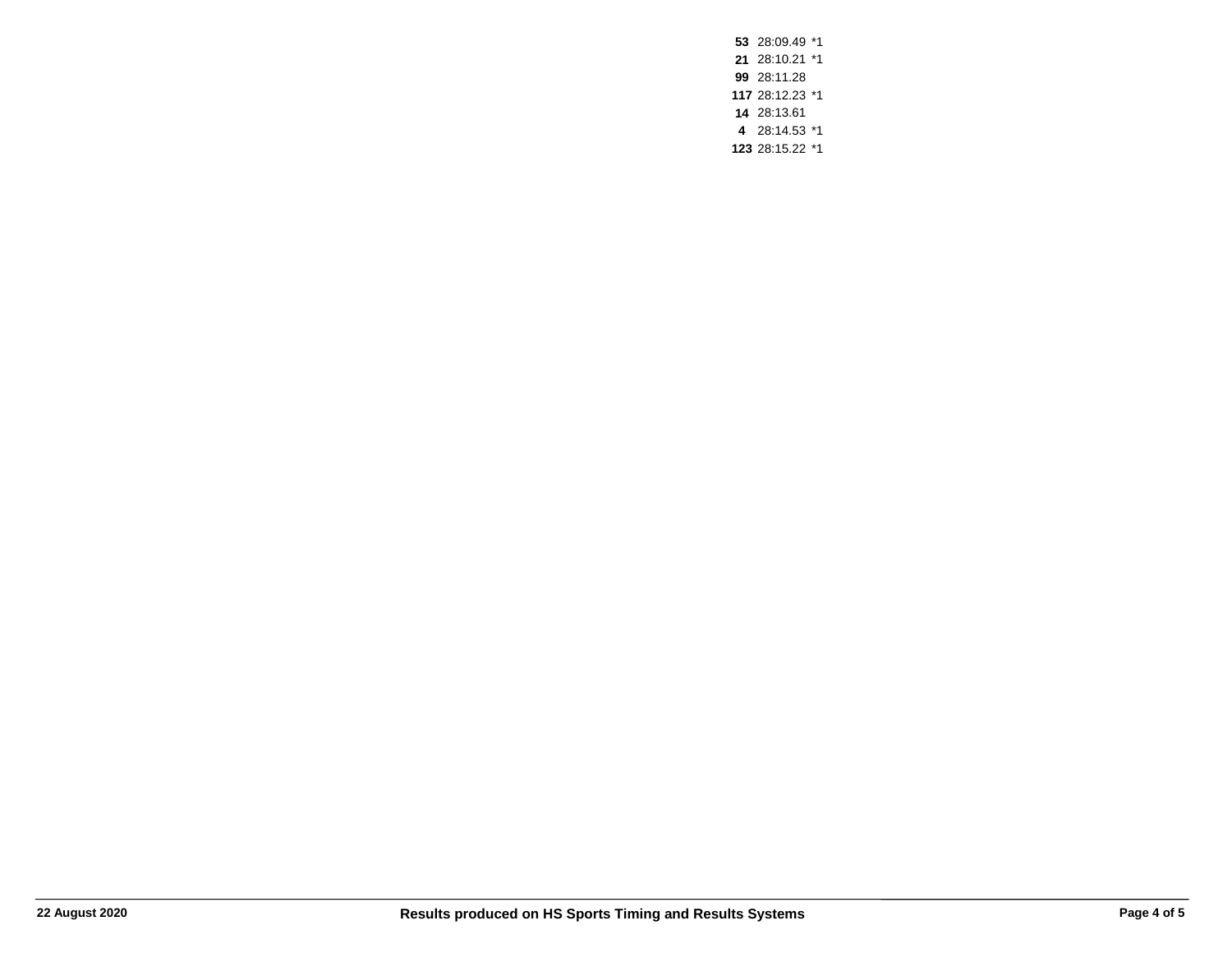| | | |
|---|---|---|
| **53** | 28:09.49 | *1 |
| **21** | 28:10.21 | *1 |
| **99** | 28:11.28 | |
| **117** | 28:12.23 | *1 |
| **14** | 28:13.61 | |
| **4** | 28:14.53 | *1 |
| **123** | 28:15.22 | *1 |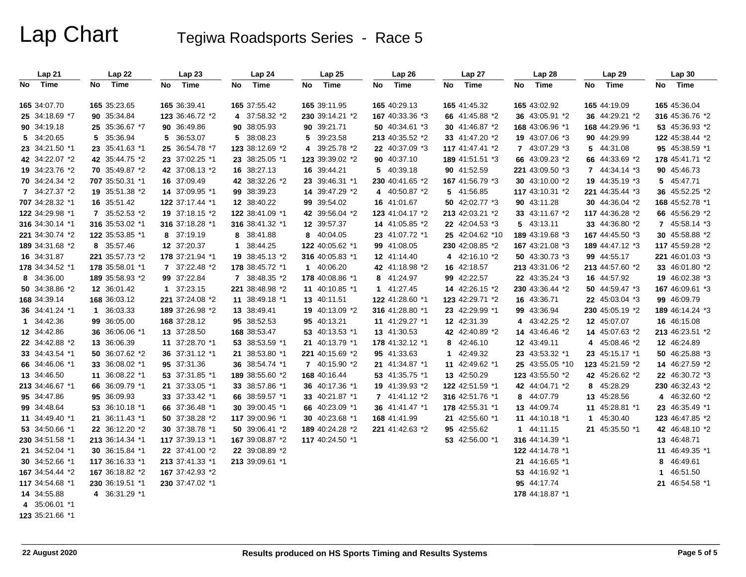# Lap Chart

## Tegiwa Roadsports Series - Race 5

| Lap 21 | | Lap 22 | | Lap 23 | | Lap 24 | | Lap 25 | | Lap 26 | | Lap 27 | | Lap 28 | | Lap 29 | | Lap 30 | |
|---|---|---|---|---|---|---|---|---|---|---|---|---|---|---|---|---|---|---|---|
| No | Time | No | Time | No | Time | No | Time | No | Time | No | Time | No | Time | No | Time | No | Time | No | Time |
| 165 | 34:07.70 | 165 | 35:23.65 | 165 | 36:39.41 | 165 | 37:55.42 | 165 | 39:11.95 | 165 | 40:29.13 | 165 | 41:45.32 | 165 | 43:02.92 | 165 | 44:19.09 | 165 | 45:36.04 |
| 25 | 34:18.69 *7 | 90 | 35:34.84 | 123 | 36:46.72 *2 | 4 | 37:58.32 *2 | 230 | 39:14.21 *2 | 167 | 40:33.36 *3 | 66 | 41:45.88 *2 | 36 | 43:05.91 *2 | 36 | 44:29.21 *2 | 316 | 45:36.76 *2 |
| 90 | 34:19.18 | 25 | 35:36.67 *7 | 90 | 36:49.86 | 90 | 38:05.93 | 90 | 39:21.71 | 50 | 40:34.61 *3 | 30 | 41:46.87 *2 | 168 | 43:06.96 *1 | 168 | 44:29.96 *1 | 53 | 45:36.93 *2 |
| 5 | 34:20.65 | 5 | 35:36.94 | 5 | 36:53.07 | 5 | 38:08.23 | 5 | 39:23.58 | 213 | 40:35.52 *2 | 33 | 41:47.20 *2 | 19 | 43:07.06 *3 | 90 | 44:29.99 | 122 | 45:38.44 *2 |
| 23 | 34:21.50 *1 | 23 | 35:41.63 *1 | 25 | 36:54.78 *7 | 123 | 38:12.69 *2 | 4 | 39:25.78 *2 | 22 | 40:37.09 *3 | 117 | 41:47.41 *2 | 7 | 43:07.29 *3 | 5 | 44:31.08 | 95 | 45:38.59 *1 |
| 42 | 34:22.07 *2 | 42 | 35:44.75 *2 | 23 | 37:02.25 *1 | 23 | 38:25.05 *1 | 123 | 39:39.02 *2 | 90 | 40:37.10 | 189 | 41:51.51 *3 | 66 | 43:09.23 *2 | 66 | 44:33.69 *2 | 178 | 45:41.71 *2 |
| 19 | 34:23.76 *2 | 70 | 35:49.87 *2 | 42 | 37:08.13 *2 | 16 | 38:27.13 | 16 | 39:44.21 | 5 | 40:39.18 | 90 | 41:52.59 | 221 | 43:09.50 *3 | 7 | 44:34.14 *3 | 90 | 45:46.73 |
| 70 | 34:24.34 *2 | 707 | 35:50.31 *1 | 16 | 37:09.49 | 42 | 38:32.26 *2 | 23 | 39:46.31 *1 | 230 | 40:41.65 *2 | 167 | 41:56.79 *3 | 30 | 43:10.00 *2 | 19 | 44:35.19 *3 | 5 | 45:47.71 |
| 7 | 34:27.37 *2 | 19 | 35:51.38 *2 | 14 | 37:09.95 *1 | 99 | 38:39.23 | 14 | 39:47.29 *2 | 4 | 40:50.87 *2 | 5 | 41:56.85 | 117 | 43:10.31 *2 | 221 | 44:35.44 *3 | 36 | 45:52.25 *2 |
| 707 | 34:28.32 *1 | 16 | 35:51.42 | 122 | 37:17.44 *1 | 12 | 38:40.22 | 99 | 39:54.02 | 16 | 41:01.67 | 50 | 42:02.77 *3 | 90 | 43:11.28 | 30 | 44:36.04 *2 | 168 | 45:52.78 *1 |
| 122 | 34:29.98 *1 | 7 | 35:52.53 *2 | 19 | 37:18.15 *2 | 122 | 38:41.09 *1 | 42 | 39:56.04 *2 | 123 | 41:04.17 *2 | 213 | 42:03.21 *2 | 33 | 43:11.67 *2 | 117 | 44:36.28 *2 | 66 | 45:56.29 *2 |
| 316 | 34:30.14 *1 | 316 | 35:53.02 *1 | 316 | 37:18.28 *1 | 316 | 38:41.32 *1 | 12 | 39:57.37 | 14 | 41:05.85 *2 | 22 | 42:04.53 *3 | 5 | 43:13.11 | 33 | 44:36.80 *2 | 7 | 45:58.14 *3 |
| 221 | 34:30.74 *2 | 122 | 35:53.85 *1 | 8 | 37:19.19 | 8 | 38:41.88 | 8 | 40:04.05 | 23 | 41:07.72 *1 | 25 | 42:04.62 *10 | 189 | 43:19.68 *3 | 167 | 44:45.50 *3 | 30 | 45:58.88 *2 |
| 189 | 34:31.68 *2 | 8 | 35:57.46 | 12 | 37:20.37 | 1 | 38:44.25 | 122 | 40:05.62 *1 | 99 | 41:08.05 | 230 | 42:08.85 *2 | 167 | 43:21.08 *3 | 189 | 44:47.12 *3 | 117 | 45:59.28 *2 |
| 16 | 34:31.87 | 221 | 35:57.73 *2 | 178 | 37:21.94 *1 | 19 | 38:45.13 *2 | 316 | 40:05.83 *1 | 12 | 41:14.40 | 4 | 42:16.10 *2 | 50 | 43:30.73 *3 | 99 | 44:55.17 | 221 | 46:01.03 *3 |
| 178 | 34:34.52 *1 | 178 | 35:58.01 *1 | 7 | 37:22.48 *2 | 178 | 38:45.72 *1 | 1 | 40:06.20 | 42 | 41:18.98 *2 | 16 | 42:18.57 | 213 | 43:31.06 *2 | 213 | 44:57.60 *2 | 33 | 46:01.80 *2 |
| 8 | 34:36.00 | 189 | 35:58.93 *2 | 99 | 37:22.84 | 7 | 38:48.35 *2 | 178 | 40:08.86 *1 | 8 | 41:24.97 | 99 | 42:22.57 | 22 | 43:35.24 *3 | 16 | 44:57.92 | 19 | 46:02.38 *3 |
| 50 | 34:38.86 *2 | 12 | 36:01.42 | 1 | 37:23.15 | 221 | 38:48.98 *2 | 11 | 40:10.85 *1 | 1 | 41:27.45 | 14 | 42:26.15 *2 | 230 | 43:36.44 *2 | 50 | 44:59.47 *3 | 167 | 46:09.61 *3 |
| 168 | 34:39.14 | 168 | 36:03.12 | 221 | 37:24.08 *2 | 11 | 38:49.18 *1 | 13 | 40:11.51 | 122 | 41:28.60 *1 | 123 | 42:29.71 *2 | 16 | 43:36.71 | 22 | 45:03.04 *3 | 99 | 46:09.79 |
| 36 | 34:41.24 *1 | 1 | 36:03.33 | 189 | 37:26.98 *2 | 13 | 38:49.41 | 19 | 40:13.09 *2 | 316 | 41:28.80 *1 | 23 | 42:29.99 *1 | 99 | 43:36.94 | 230 | 45:05.19 *2 | 189 | 46:14.24 *3 |
| 1 | 34:42.36 | 99 | 36:05.00 | 168 | 37:28.12 | 95 | 38:52.53 | 95 | 40:13.21 | 11 | 41:29.27 *1 | 12 | 42:31.39 | 4 | 43:42.25 *2 | 12 | 45:07.07 | 16 | 46:15.08 |
| 12 | 34:42.86 | 36 | 36:06.06 *1 | 13 | 37:28.50 | 168 | 38:53.47 | 53 | 40:13.53 *1 | 13 | 41:30.53 | 42 | 42:40.89 *2 | 14 | 43:46.46 *2 | 14 | 45:07.63 *2 | 213 | 46:23.51 *2 |
| 22 | 34:42.88 *2 | 13 | 36:06.39 | 11 | 37:28.70 *1 | 53 | 38:53.59 *1 | 21 | 40:13.79 *1 | 178 | 41:32.12 *1 | 8 | 42:46.10 | 12 | 43:49.11 | 4 | 45:08.46 *2 | 12 | 46:24.89 |
| 33 | 34:43.54 *1 | 50 | 36:07.62 *2 | 36 | 37:31.12 *1 | 21 | 38:53.80 *1 | 221 | 40:15.69 *2 | 95 | 41:33.63 | 1 | 42:49.32 | 23 | 43:53.32 *1 | 23 | 45:15.17 *1 | 50 | 46:25.88 *3 |
| 66 | 34:46.06 *1 | 33 | 36:08.02 *1 | 95 | 37:31.36 | 36 | 38:54.74 *1 | 7 | 40:15.90 *2 | 21 | 41:34.87 *1 | 11 | 42:49.62 *1 | 25 | 43:55.05 *10 | 123 | 45:21.59 *2 | 14 | 46:27.59 *2 |
| 13 | 34:46.50 | 11 | 36:08.22 *1 | 53 | 37:31.85 *1 | 189 | 38:55.60 *2 | 168 | 40:16.44 | 53 | 41:35.75 *1 | 13 | 42:50.29 | 123 | 43:55.50 *2 | 42 | 45:26.62 *2 | 22 | 46:30.72 *3 |
| 213 | 34:46.67 *1 | 66 | 36:09.79 *1 | 21 | 37:33.05 *1 | 33 | 38:57.86 *1 | 36 | 40:17.36 *1 | 19 | 41:39.93 *2 | 122 | 42:51.59 *1 | 42 | 44:04.71 *2 | 8 | 45:28.29 | 230 | 46:32.43 *2 |
| 95 | 34:47.86 | 95 | 36:09.93 | 33 | 37:33.42 *1 | 66 | 38:59.57 *1 | 33 | 40:21.87 *1 | 7 | 41:41.12 *2 | 316 | 42:51.76 *1 | 8 | 44:07.79 | 13 | 45:28.56 | 4 | 46:32.60 *2 |
| 99 | 34:48.64 | 53 | 36:10.18 *1 | 66 | 37:36.48 *1 | 30 | 39:00.45 *1 | 66 | 40:23.09 *1 | 36 | 41:41.47 *1 | 178 | 42:55.31 *1 | 13 | 44:09.74 | 11 | 45:28.81 *1 | 23 | 46:35.49 *1 |
| 11 | 34:49.40 *1 | 21 | 36:11.43 *1 | 50 | 37:38.28 *2 | 117 | 39:00.96 *1 | 30 | 40:23.68 *1 | 168 | 41:41.99 | 21 | 42:55.60 *1 | 11 | 44:10.18 *1 | 1 | 45:30.40 | 123 | 46:47.85 *2 |
| 53 | 34:50.66 *1 | 22 | 36:12.20 *2 | 30 | 37:38.78 *1 | 50 | 39:06.41 *2 | 189 | 40:24.28 *2 | 221 | 41:42.63 *2 | 95 | 42:55.62 | 1 | 44:11.15 | 21 | 45:35.50 *1 | 42 | 46:48.10 *2 |
| 230 | 34:51.58 *1 | 213 | 36:14.34 *1 | 117 | 37:39.13 *1 | 167 | 39:08.87 *2 | 117 | 40:24.50 *1 | | | 53 | 42:56.00 *1 | 316 | 44:14.39 *1 | | | 13 | 46:48.71 |
| 21 | 34:52.04 *1 | 30 | 36:15.84 *1 | 22 | 37:41.00 *2 | 22 | 39:08.89 *2 | | | | | | | 122 | 44:14.78 *1 | | | 11 | 46:49.35 *1 |
| 30 | 34:52.66 *1 | 117 | 36:16.33 *1 | 213 | 37:41.33 *1 | 213 | 39:09.61 *1 | | | | | | | 21 | 44:16.65 *1 | | | 8 | 46:49.61 |
| 167 | 34:54.44 *2 | 167 | 36:18.82 *2 | 167 | 37:42.93 *2 | | | | | | | | | 53 | 44:16.92 *1 | | | 1 | 46:51.50 |
| 117 | 34:54.68 *1 | 230 | 36:19.51 *1 | 230 | 37:47.02 *1 | | | | | | | | | 95 | 44:17.74 | | | 21 | 46:54.58 *1 |
| 14 | 34:55.88 | 4 | 36:31.29 *1 | | | | | | | | | | | 178 | 44:18.87 *1 | | | | |
| 4 | 35:06.01 *1 | | | | | | | | | | | | | | | | | | |
| 123 | 35:21.66 *1 | | | | | | | | | | | | | | | | | | |

22 August 2020

Results produced on HS Sports Timing and Results Systems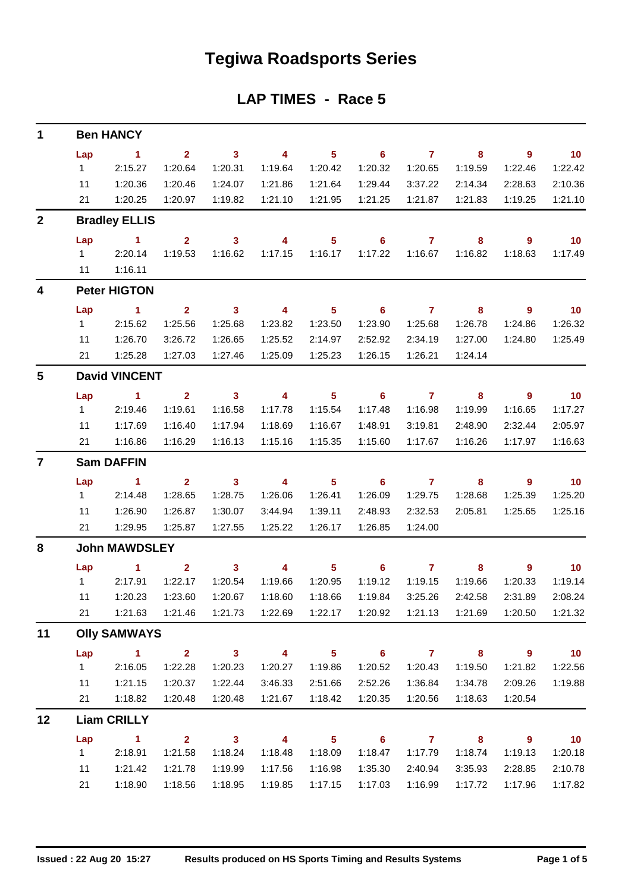# Tegiwa Roadsports Series

## LAP TIMES - Race 5

### 1 Ben HANCY

| Lap | 1 | 2 | 3 | 4 | 5 | 6 | 7 | 8 | 9 | 10 |
|---|---|---|---|---|---|---|---|---|---|---|
| 1 | 2:15.27 | 1:20.64 | 1:20.31 | 1:19.64 | 1:20.42 | 1:20.32 | 1:20.65 | 1:19.59 | 1:22.46 | 1:22.42 |
| 11 | 1:20.36 | 1:20.46 | 1:24.07 | 1:21.86 | 1:21.64 | 1:29.44 | 3:37.22 | 2:14.34 | 2:28.63 | 2:10.36 |
| 21 | 1:20.25 | 1:20.97 | 1:19.82 | 1:21.10 | 1:21.95 | 1:21.25 | 1:21.87 | 1:21.83 | 1:19.25 | 1:21.10 |

### 2 Bradley ELLIS

| Lap | 1 | 2 | 3 | 4 | 5 | 6 | 7 | 8 | 9 | 10 |
|---|---|---|---|---|---|---|---|---|---|---|
| 1 | 2:20.14 | 1:19.53 | 1:16.62 | 1:17.15 | 1:16.17 | 1:17.22 | 1:16.67 | 1:16.82 | 1:18.63 | 1:17.49 |
| 11 | 1:16.11 | | | | | | | | | |

### 4 Peter HIGTON

| Lap | 1 | 2 | 3 | 4 | 5 | 6 | 7 | 8 | 9 | 10 |
|---|---|---|---|---|---|---|---|---|---|---|
| 1 | 2:15.62 | 1:25.56 | 1:25.68 | 1:23.82 | 1:23.50 | 1:23.90 | 1:25.68 | 1:26.78 | 1:24.86 | 1:26.32 |
| 11 | 1:26.70 | 3:26.72 | 1:26.65 | 1:25.52 | 2:14.97 | 2:52.92 | 2:34.19 | 1:27.00 | 1:24.80 | 1:25.49 |
| 21 | 1:25.28 | 1:27.03 | 1:27.46 | 1:25.09 | 1:25.23 | 1:26.15 | 1:26.21 | 1:24.14 | | |

### 5 David VINCENT

| Lap | 1 | 2 | 3 | 4 | 5 | 6 | 7 | 8 | 9 | 10 |
|---|---|---|---|---|---|---|---|---|---|---|
| 1 | 2:19.46 | 1:19.61 | 1:16.58 | 1:17.78 | 1:15.54 | 1:17.48 | 1:16.98 | 1:19.99 | 1:16.65 | 1:17.27 |
| 11 | 1:17.69 | 1:16.40 | 1:17.94 | 1:18.69 | 1:16.67 | 1:48.91 | 3:19.81 | 2:48.90 | 2:32.44 | 2:05.97 |
| 21 | 1:16.86 | 1:16.29 | 1:16.13 | 1:15.16 | 1:15.35 | 1:15.60 | 1:17.67 | 1:16.26 | 1:17.97 | 1:16.63 |

### 7 Sam DAFFIN

| Lap | 1 | 2 | 3 | 4 | 5 | 6 | 7 | 8 | 9 | 10 |
|---|---|---|---|---|---|---|---|---|---|---|
| 1 | 2:14.48 | 1:28.65 | 1:28.75 | 1:26.06 | 1:26.41 | 1:26.09 | 1:29.75 | 1:28.68 | 1:25.39 | 1:25.20 |
| 11 | 1:26.90 | 1:26.87 | 1:30.07 | 3:44.94 | 1:39.11 | 2:48.93 | 2:32.53 | 2:05.81 | 1:25.65 | 1:25.16 |
| 21 | 1:29.95 | 1:25.87 | 1:27.55 | 1:25.22 | 1:26.17 | 1:26.85 | 1:24.00 | | | |

### 8 John MAWDSLEY

| Lap | 1 | 2 | 3 | 4 | 5 | 6 | 7 | 8 | 9 | 10 |
|---|---|---|---|---|---|---|---|---|---|---|
| 1 | 2:17.91 | 1:22.17 | 1:20.54 | 1:19.66 | 1:20.95 | 1:19.12 | 1:19.15 | 1:19.66 | 1:20.33 | 1:19.14 |
| 11 | 1:20.23 | 1:23.60 | 1:20.67 | 1:18.60 | 1:18.66 | 1:19.84 | 3:25.26 | 2:42.58 | 2:31.89 | 2:08.24 |
| 21 | 1:21.63 | 1:21.46 | 1:21.73 | 1:22.69 | 1:22.17 | 1:20.92 | 1:21.13 | 1:21.69 | 1:20.50 | 1:21.32 |

### 11 Olly SAMWAYS

| Lap | 1 | 2 | 3 | 4 | 5 | 6 | 7 | 8 | 9 | 10 |
|---|---|---|---|---|---|---|---|---|---|---|
| 1 | 2:16.05 | 1:22.28 | 1:20.23 | 1:20.27 | 1:19.86 | 1:20.52 | 1:20.43 | 1:19.50 | 1:21.82 | 1:22.56 |
| 11 | 1:21.15 | 1:20.37 | 1:22.44 | 3:46.33 | 2:51.66 | 2:52.26 | 1:36.84 | 1:34.78 | 2:09.26 | 1:19.88 |
| 21 | 1:18.82 | 1:20.48 | 1:20.48 | 1:21.67 | 1:18.42 | 1:20.35 | 1:20.56 | 1:18.63 | 1:20.54 | |

### 12 Liam CRILLY

| Lap | 1 | 2 | 3 | 4 | 5 | 6 | 7 | 8 | 9 | 10 |
|---|---|---|---|---|---|---|---|---|---|---|
| 1 | 2:18.91 | 1:21.58 | 1:18.24 | 1:18.48 | 1:18.09 | 1:18.47 | 1:17.79 | 1:18.74 | 1:19.13 | 1:20.18 |
| 11 | 1:21.42 | 1:21.78 | 1:19.99 | 1:17.56 | 1:16.98 | 1:35.30 | 2:40.94 | 3:35.93 | 2:28.85 | 2:10.78 |
| 21 | 1:18.90 | 1:18.56 | 1:18.95 | 1:19.85 | 1:17.15 | 1:17.03 | 1:16.99 | 1:17.72 | 1:17.96 | 1:17.82 |

Issued : 22 Aug 20 15:27 Results produced on HS Sports Timing and Results Systems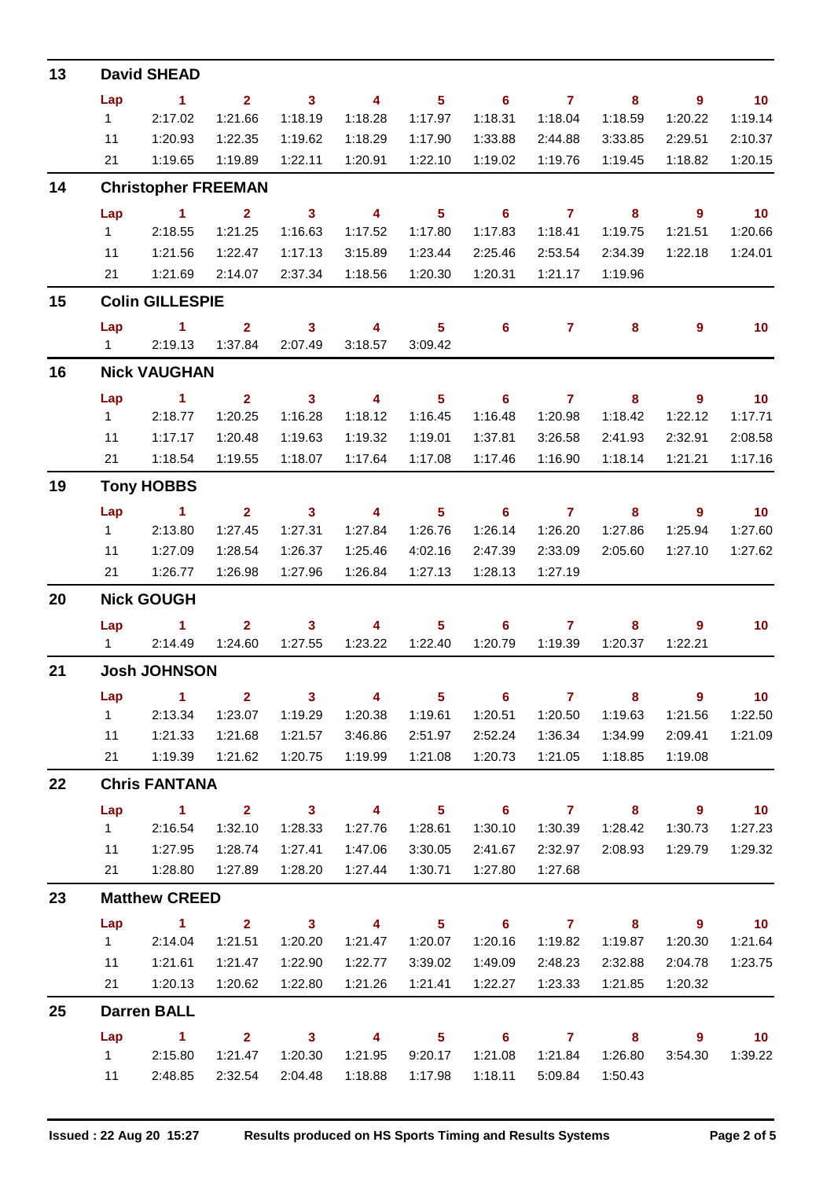## 13 David SHEAD

| Lap | 1 | 2 | 3 | 4 | 5 | 6 | 7 | 8 | 9 | 10 |
|---|---|---|---|---|---|---|---|---|---|---|
| 1 | 2:17.02 | 1:21.66 | 1:18.19 | 1:18.28 | 1:17.97 | 1:18.31 | 1:18.04 | 1:18.59 | 1:20.22 | 1:19.14 |
| 11 | 1:20.93 | 1:22.35 | 1:19.62 | 1:18.29 | 1:17.90 | 1:33.88 | 2:44.88 | 3:33.85 | 2:29.51 | 2:10.37 |
| 21 | 1:19.65 | 1:19.89 | 1:22.11 | 1:20.91 | 1:22.10 | 1:19.02 | 1:19.76 | 1:19.45 | 1:18.82 | 1:20.15 |

## 14 Christopher FREEMAN

| Lap | 1 | 2 | 3 | 4 | 5 | 6 | 7 | 8 | 9 | 10 |
|---|---|---|---|---|---|---|---|---|---|---|
| 1 | 2:18.55 | 1:21.25 | 1:16.63 | 1:17.52 | 1:17.80 | 1:17.83 | 1:18.41 | 1:19.75 | 1:21.51 | 1:20.66 |
| 11 | 1:21.56 | 1:22.47 | 1:17.13 | 3:15.89 | 1:23.44 | 2:25.46 | 2:53.54 | 2:34.39 | 1:22.18 | 1:24.01 |
| 21 | 1:21.69 | 2:14.07 | 2:37.34 | 1:18.56 | 1:20.30 | 1:20.31 | 1:21.17 | 1:19.96 | | |

## 15 Colin GILLESPIE

| Lap | 1 | 2 | 3 | 4 | 5 | 6 | 7 | 8 | 9 | 10 |
|---|---|---|---|---|---|---|---|---|---|---|
| 1 | 2:19.13 | 1:37.84 | 2:07.49 | 3:18.57 | 3:09.42 | | | | | |

## 16 Nick VAUGHAN

| Lap | 1 | 2 | 3 | 4 | 5 | 6 | 7 | 8 | 9 | 10 |
|---|---|---|---|---|---|---|---|---|---|---|
| 1 | 2:18.77 | 1:20.25 | 1:16.28 | 1:18.12 | 1:16.45 | 1:16.48 | 1:20.98 | 1:18.42 | 1:22.12 | 1:17.71 |
| 11 | 1:17.17 | 1:20.48 | 1:19.63 | 1:19.32 | 1:19.01 | 1:37.81 | 3:26.58 | 2:41.93 | 2:32.91 | 2:08.58 |
| 21 | 1:18.54 | 1:19.55 | 1:18.07 | 1:17.64 | 1:17.08 | 1:17.46 | 1:16.90 | 1:18.14 | 1:21.21 | 1:17.16 |

## 19 Tony HOBBS

| Lap | 1 | 2 | 3 | 4 | 5 | 6 | 7 | 8 | 9 | 10 |
|---|---|---|---|---|---|---|---|---|---|---|
| 1 | 2:13.80 | 1:27.45 | 1:27.31 | 1:27.84 | 1:26.76 | 1:26.14 | 1:26.20 | 1:27.86 | 1:25.94 | 1:27.60 |
| 11 | 1:27.09 | 1:28.54 | 1:26.37 | 1:25.46 | 4:02.16 | 2:47.39 | 2:33.09 | 2:05.60 | 1:27.10 | 1:27.62 |
| 21 | 1:26.77 | 1:26.98 | 1:27.96 | 1:26.84 | 1:27.13 | 1:28.13 | 1:27.19 | | | |

## 20 Nick GOUGH

| Lap | 1 | 2 | 3 | 4 | 5 | 6 | 7 | 8 | 9 | 10 |
|---|---|---|---|---|---|---|---|---|---|---|
| 1 | 2:14.49 | 1:24.60 | 1:27.55 | 1:23.22 | 1:22.40 | 1:20.79 | 1:19.39 | 1:20.37 | 1:22.21 | |

## 21 Josh JOHNSON

| Lap | 1 | 2 | 3 | 4 | 5 | 6 | 7 | 8 | 9 | 10 |
|---|---|---|---|---|---|---|---|---|---|---|
| 1 | 2:13.34 | 1:23.07 | 1:19.29 | 1:20.38 | 1:19.61 | 1:20.51 | 1:20.50 | 1:19.63 | 1:21.56 | 1:22.50 |
| 11 | 1:21.33 | 1:21.68 | 1:21.57 | 3:46.86 | 2:51.97 | 2:52.24 | 1:36.34 | 1:34.99 | 2:09.41 | 1:21.09 |
| 21 | 1:19.39 | 1:21.62 | 1:20.75 | 1:19.99 | 1:21.08 | 1:20.73 | 1:21.05 | 1:18.85 | 1:19.08 | |

## 22 Chris FANTANA

| Lap | 1 | 2 | 3 | 4 | 5 | 6 | 7 | 8 | 9 | 10 |
|---|---|---|---|---|---|---|---|---|---|---|
| 1 | 2:16.54 | 1:32.10 | 1:28.33 | 1:27.76 | 1:28.61 | 1:30.10 | 1:30.39 | 1:28.42 | 1:30.73 | 1:27.23 |
| 11 | 1:27.95 | 1:28.74 | 1:27.41 | 1:47.06 | 3:30.05 | 2:41.67 | 2:32.97 | 2:08.93 | 1:29.79 | 1:29.32 |
| 21 | 1:28.80 | 1:27.89 | 1:28.20 | 1:27.44 | 1:30.71 | 1:27.80 | 1:27.68 | | | |

## 23 Matthew CREED

| Lap | 1 | 2 | 3 | 4 | 5 | 6 | 7 | 8 | 9 | 10 |
|---|---|---|---|---|---|---|---|---|---|---|
| 1 | 2:14.04 | 1:21.51 | 1:20.20 | 1:21.47 | 1:20.07 | 1:20.16 | 1:19.82 | 1:19.87 | 1:20.30 | 1:21.64 |
| 11 | 1:21.61 | 1:21.47 | 1:22.90 | 1:22.77 | 3:39.02 | 1:49.09 | 2:48.23 | 2:32.88 | 2:04.78 | 1:23.75 |
| 21 | 1:20.13 | 1:20.62 | 1:22.80 | 1:21.26 | 1:21.41 | 1:22.27 | 1:23.33 | 1:21.85 | 1:20.32 | |

## 25 Darren BALL

| Lap | 1 | 2 | 3 | 4 | 5 | 6 | 7 | 8 | 9 | 10 |
|---|---|---|---|---|---|---|---|---|---|---|
| 1 | 2:15.80 | 1:21.47 | 1:20.30 | 1:21.95 | 9:20.17 | 1:21.08 | 1:21.84 | 1:26.80 | 3:54.30 | 1:39.22 |
| 11 | 2:48.85 | 2:32.54 | 2:04.48 | 1:18.88 | 1:17.98 | 1:18.11 | 5:09.84 | 1:50.43 | | |

Issued : 22 Aug 20 15:27 Results produced on HS Sports Timing and Results Systems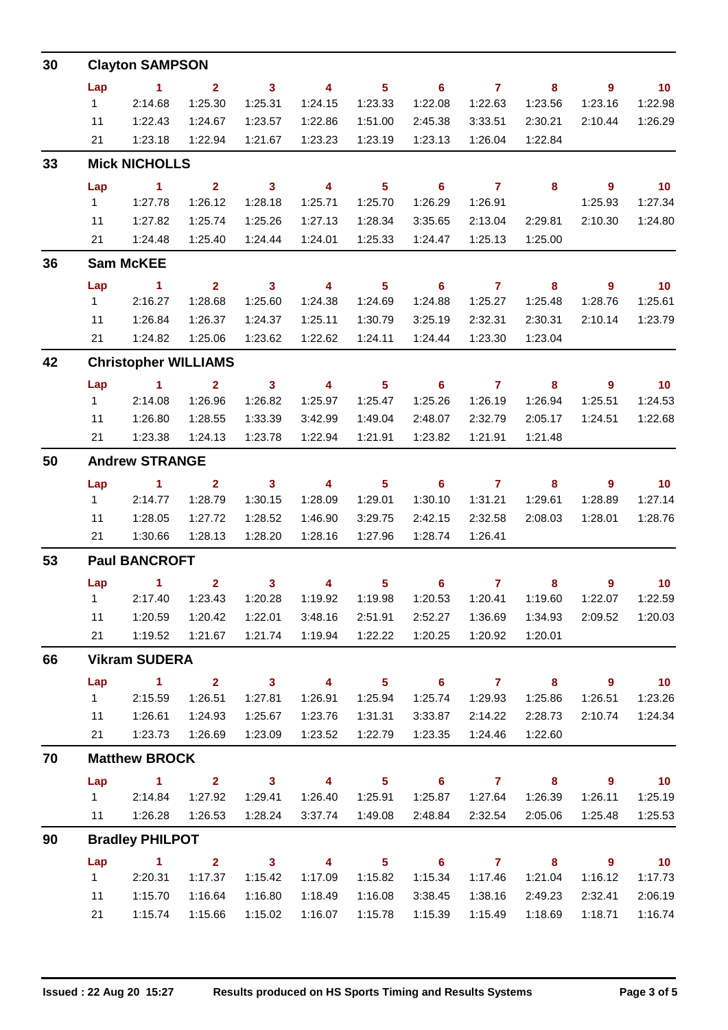## 30 Clayton SAMPSON

| Lap | 1 | 2 | 3 | 4 | 5 | 6 | 7 | 8 | 9 | 10 |
|---|---|---|---|---|---|---|---|---|---|---|
| 1 | 2:14.68 | 1:25.30 | 1:25.31 | 1:24.15 | 1:23.33 | 1:22.08 | 1:22.63 | 1:23.56 | 1:23.16 | 1:22.98 |
| 11 | 1:22.43 | 1:24.67 | 1:23.57 | 1:22.86 | 1:51.00 | 2:45.38 | 3:33.51 | 2:30.21 | 2:10.44 | 1:26.29 |
| 21 | 1:23.18 | 1:22.94 | 1:21.67 | 1:23.23 | 1:23.19 | 1:23.13 | 1:26.04 | 1:22.84 | | |

## 33 Mick NICHOLLS

| Lap | 1 | 2 | 3 | 4 | 5 | 6 | 7 | 8 | 9 | 10 |
|---|---|---|---|---|---|---|---|---|---|---|
| 1 | 1:27.78 | 1:26.12 | 1:28.18 | 1:25.71 | 1:25.70 | 1:26.29 | 1:26.91 | | 1:25.93 | 1:27.34 |
| 11 | 1:27.82 | 1:25.74 | 1:25.26 | 1:27.13 | 1:28.34 | 3:35.65 | 2:13.04 | 2:29.81 | 2:10.30 | 1:24.80 |
| 21 | 1:24.48 | 1:25.40 | 1:24.44 | 1:24.01 | 1:25.33 | 1:24.47 | 1:25.13 | 1:25.00 | | |

## 36 Sam McKEE

| Lap | 1 | 2 | 3 | 4 | 5 | 6 | 7 | 8 | 9 | 10 |
|---|---|---|---|---|---|---|---|---|---|---|
| 1 | 2:16.27 | 1:28.68 | 1:25.60 | 1:24.38 | 1:24.69 | 1:24.88 | 1:25.27 | 1:25.48 | 1:28.76 | 1:25.61 |
| 11 | 1:26.84 | 1:26.37 | 1:24.37 | 1:25.11 | 1:30.79 | 3:25.19 | 2:32.31 | 2:30.31 | 2:10.14 | 1:23.79 |
| 21 | 1:24.82 | 1:25.06 | 1:23.62 | 1:22.62 | 1:24.11 | 1:24.44 | 1:23.30 | 1:23.04 | | |

## 42 Christopher WILLIAMS

| Lap | 1 | 2 | 3 | 4 | 5 | 6 | 7 | 8 | 9 | 10 |
|---|---|---|---|---|---|---|---|---|---|---|
| 1 | 2:14.08 | 1:26.96 | 1:26.82 | 1:25.97 | 1:25.47 | 1:25.26 | 1:26.19 | 1:26.94 | 1:25.51 | 1:24.53 |
| 11 | 1:26.80 | 1:28.55 | 1:33.39 | 3:42.99 | 1:49.04 | 2:48.07 | 2:32.79 | 2:05.17 | 1:24.51 | 1:22.68 |
| 21 | 1:23.38 | 1:24.13 | 1:23.78 | 1:22.94 | 1:21.91 | 1:23.82 | 1:21.91 | 1:21.48 | | |

## 50 Andrew STRANGE

| Lap | 1 | 2 | 3 | 4 | 5 | 6 | 7 | 8 | 9 | 10 |
|---|---|---|---|---|---|---|---|---|---|---|
| 1 | 2:14.77 | 1:28.79 | 1:30.15 | 1:28.09 | 1:29.01 | 1:30.10 | 1:31.21 | 1:29.61 | 1:28.89 | 1:27.14 |
| 11 | 1:28.05 | 1:27.72 | 1:28.52 | 1:46.90 | 3:29.75 | 2:42.15 | 2:32.58 | 2:08.03 | 1:28.01 | 1:28.76 |
| 21 | 1:30.66 | 1:28.13 | 1:28.20 | 1:28.16 | 1:27.96 | 1:28.74 | 1:26.41 | | | |

## 53 Paul BANCROFT

| Lap | 1 | 2 | 3 | 4 | 5 | 6 | 7 | 8 | 9 | 10 |
|---|---|---|---|---|---|---|---|---|---|---|
| 1 | 2:17.40 | 1:23.43 | 1:20.28 | 1:19.92 | 1:19.98 | 1:20.53 | 1:20.41 | 1:19.60 | 1:22.07 | 1:22.59 |
| 11 | 1:20.59 | 1:20.42 | 1:22.01 | 3:48.16 | 2:51.91 | 2:52.27 | 1:36.69 | 1:34.93 | 2:09.52 | 1:20.03 |
| 21 | 1:19.52 | 1:21.67 | 1:21.74 | 1:19.94 | 1:22.22 | 1:20.25 | 1:20.92 | 1:20.01 | | |

## 66 Vikram SUDERA

| Lap | 1 | 2 | 3 | 4 | 5 | 6 | 7 | 8 | 9 | 10 |
|---|---|---|---|---|---|---|---|---|---|---|
| 1 | 2:15.59 | 1:26.51 | 1:27.81 | 1:26.91 | 1:25.94 | 1:25.74 | 1:29.93 | 1:25.86 | 1:26.51 | 1:23.26 |
| 11 | 1:26.61 | 1:24.93 | 1:25.67 | 1:23.76 | 1:31.31 | 3:33.87 | 2:14.22 | 2:28.73 | 2:10.74 | 1:24.34 |
| 21 | 1:23.73 | 1:26.69 | 1:23.09 | 1:23.52 | 1:22.79 | 1:23.35 | 1:24.46 | 1:22.60 | | |

## 70 Matthew BROCK

| Lap | 1 | 2 | 3 | 4 | 5 | 6 | 7 | 8 | 9 | 10 |
|---|---|---|---|---|---|---|---|---|---|---|
| 1 | 2:14.84 | 1:27.92 | 1:29.41 | 1:26.40 | 1:25.91 | 1:25.87 | 1:27.64 | 1:26.39 | 1:26.11 | 1:25.19 |
| 11 | 1:26.28 | 1:26.53 | 1:28.24 | 3:37.74 | 1:49.08 | 2:48.84 | 2:32.54 | 2:05.06 | 1:25.48 | 1:25.53 |

## 90 Bradley PHILPOT

| Lap | 1 | 2 | 3 | 4 | 5 | 6 | 7 | 8 | 9 | 10 |
|---|---|---|---|---|---|---|---|---|---|---|
| 1 | 2:20.31 | 1:17.37 | 1:15.42 | 1:17.09 | 1:15.82 | 1:15.34 | 1:17.46 | 1:21.04 | 1:16.12 | 1:17.73 |
| 11 | 1:15.70 | 1:16.64 | 1:16.80 | 1:18.49 | 1:16.08 | 3:38.45 | 1:38.16 | 2:49.23 | 2:32.41 | 2:06.19 |
| 21 | 1:15.74 | 1:15.66 | 1:15.02 | 1:16.07 | 1:15.78 | 1:15.39 | 1:15.49 | 1:18.69 | 1:18.71 | 1:16.74 |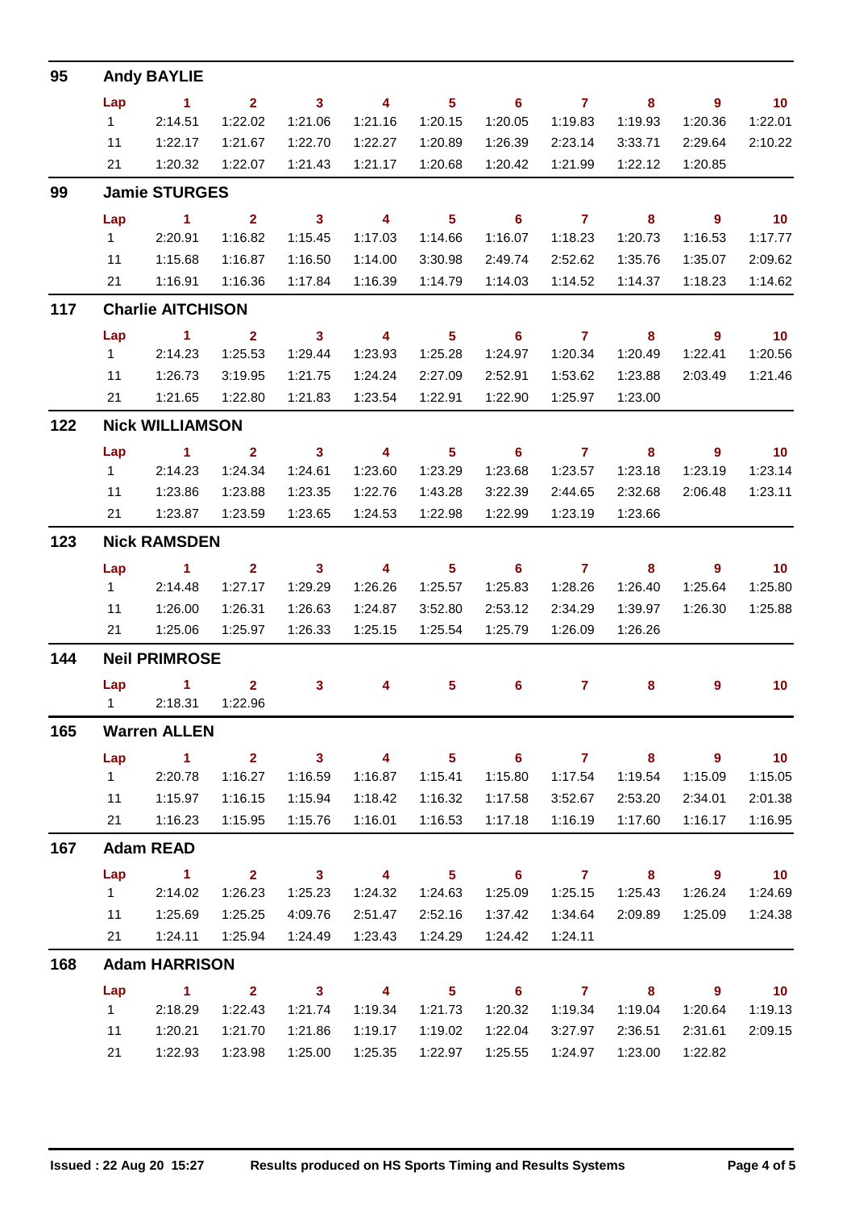## 95 Andy BAYLIE

| Lap | 1 | 2 | 3 | 4 | 5 | 6 | 7 | 8 | 9 | 10 |
|---|---|---|---|---|---|---|---|---|---|---|
| 1 | 2:14.51 | 1:22.02 | 1:21.06 | 1:21.16 | 1:20.15 | 1:20.05 | 1:19.83 | 1:19.93 | 1:20.36 | 1:22.01 |
| 11 | 1:22.17 | 1:21.67 | 1:22.70 | 1:22.27 | 1:20.89 | 1:26.39 | 2:23.14 | 3:33.71 | 2:29.64 | 2:10.22 |
| 21 | 1:20.32 | 1:22.07 | 1:21.43 | 1:21.17 | 1:20.68 | 1:20.42 | 1:21.99 | 1:22.12 | 1:20.85 | |

## 99 Jamie STURGES

| Lap | 1 | 2 | 3 | 4 | 5 | 6 | 7 | 8 | 9 | 10 |
|---|---|---|---|---|---|---|---|---|---|---|
| 1 | 2:20.91 | 1:16.82 | 1:15.45 | 1:17.03 | 1:14.66 | 1:16.07 | 1:18.23 | 1:20.73 | 1:16.53 | 1:17.77 |
| 11 | 1:15.68 | 1:16.87 | 1:16.50 | 1:14.00 | 3:30.98 | 2:49.74 | 2:52.62 | 1:35.76 | 1:35.07 | 2:09.62 |
| 21 | 1:16.91 | 1:16.36 | 1:17.84 | 1:16.39 | 1:14.79 | 1:14.03 | 1:14.52 | 1:14.37 | 1:18.23 | 1:14.62 |

## 117 Charlie AITCHISON

| Lap | 1 | 2 | 3 | 4 | 5 | 6 | 7 | 8 | 9 | 10 |
|---|---|---|---|---|---|---|---|---|---|---|
| 1 | 2:14.23 | 1:25.53 | 1:29.44 | 1:23.93 | 1:25.28 | 1:24.97 | 1:20.34 | 1:20.49 | 1:22.41 | 1:20.56 |
| 11 | 1:26.73 | 3:19.95 | 1:21.75 | 1:24.24 | 2:27.09 | 2:52.91 | 1:53.62 | 1:23.88 | 2:03.49 | 1:21.46 |
| 21 | 1:21.65 | 1:22.80 | 1:21.83 | 1:23.54 | 1:22.91 | 1:22.90 | 1:25.97 | 1:23.00 | | |

## 122 Nick WILLIAMSON

| Lap | 1 | 2 | 3 | 4 | 5 | 6 | 7 | 8 | 9 | 10 |
|---|---|---|---|---|---|---|---|---|---|---|
| 1 | 2:14.23 | 1:24.34 | 1:24.61 | 1:23.60 | 1:23.29 | 1:23.68 | 1:23.57 | 1:23.18 | 1:23.19 | 1:23.14 |
| 11 | 1:23.86 | 1:23.88 | 1:23.35 | 1:22.76 | 1:43.28 | 3:22.39 | 2:44.65 | 2:32.68 | 2:06.48 | 1:23.11 |
| 21 | 1:23.87 | 1:23.59 | 1:23.65 | 1:24.53 | 1:22.98 | 1:22.99 | 1:23.19 | 1:23.66 | | |

## 123 Nick RAMSDEN

| Lap | 1 | 2 | 3 | 4 | 5 | 6 | 7 | 8 | 9 | 10 |
|---|---|---|---|---|---|---|---|---|---|---|
| 1 | 2:14.48 | 1:27.17 | 1:29.29 | 1:26.26 | 1:25.57 | 1:25.83 | 1:28.26 | 1:26.40 | 1:25.64 | 1:25.80 |
| 11 | 1:26.00 | 1:26.31 | 1:26.63 | 1:24.87 | 3:52.80 | 2:53.12 | 2:34.29 | 1:39.97 | 1:26.30 | 1:25.88 |
| 21 | 1:25.06 | 1:25.97 | 1:26.33 | 1:25.15 | 1:25.54 | 1:25.79 | 1:26.09 | 1:26.26 | | |

## 144 Neil PRIMROSE

| Lap | 1 | 2 | 3 | 4 | 5 | 6 | 7 | 8 | 9 | 10 |
|---|---|---|---|---|---|---|---|---|---|---|
| 1 | 2:18.31 | 1:22.96 | | | | | | | | |

## 165 Warren ALLEN

| Lap | 1 | 2 | 3 | 4 | 5 | 6 | 7 | 8 | 9 | 10 |
|---|---|---|---|---|---|---|---|---|---|---|
| 1 | 2:20.78 | 1:16.27 | 1:16.59 | 1:16.87 | 1:15.41 | 1:15.80 | 1:17.54 | 1:19.54 | 1:15.09 | 1:15.05 |
| 11 | 1:15.97 | 1:16.15 | 1:15.94 | 1:18.42 | 1:16.32 | 1:17.58 | 3:52.67 | 2:53.20 | 2:34.01 | 2:01.38 |
| 21 | 1:16.23 | 1:15.95 | 1:15.76 | 1:16.01 | 1:16.53 | 1:17.18 | 1:16.19 | 1:17.60 | 1:16.17 | 1:16.95 |

## 167 Adam READ

| Lap | 1 | 2 | 3 | 4 | 5 | 6 | 7 | 8 | 9 | 10 |
|---|---|---|---|---|---|---|---|---|---|---|
| 1 | 2:14.02 | 1:26.23 | 1:25.23 | 1:24.32 | 1:24.63 | 1:25.09 | 1:25.15 | 1:25.43 | 1:26.24 | 1:24.69 |
| 11 | 1:25.69 | 1:25.25 | 4:09.76 | 2:51.47 | 2:52.16 | 1:37.42 | 1:34.64 | 2:09.89 | 1:25.09 | 1:24.38 |
| 21 | 1:24.11 | 1:25.94 | 1:24.49 | 1:23.43 | 1:24.29 | 1:24.42 | 1:24.11 | | | |

## 168 Adam HARRISON

| Lap | 1 | 2 | 3 | 4 | 5 | 6 | 7 | 8 | 9 | 10 |
|---|---|---|---|---|---|---|---|---|---|---|
| 1 | 2:18.29 | 1:22.43 | 1:21.74 | 1:19.34 | 1:21.73 | 1:20.32 | 1:19.34 | 1:19.04 | 1:20.64 | 1:19.13 |
| 11 | 1:20.21 | 1:21.70 | 1:21.86 | 1:19.17 | 1:19.02 | 1:22.04 | 3:27.97 | 2:36.51 | 2:31.61 | 2:09.15 |
| 21 | 1:22.93 | 1:23.98 | 1:25.00 | 1:25.35 | 1:22.97 | 1:25.55 | 1:24.97 | 1:23.00 | 1:22.82 | |

Issued : 22 Aug 20 15:27 Results produced on HS Sports Timing and Results Systems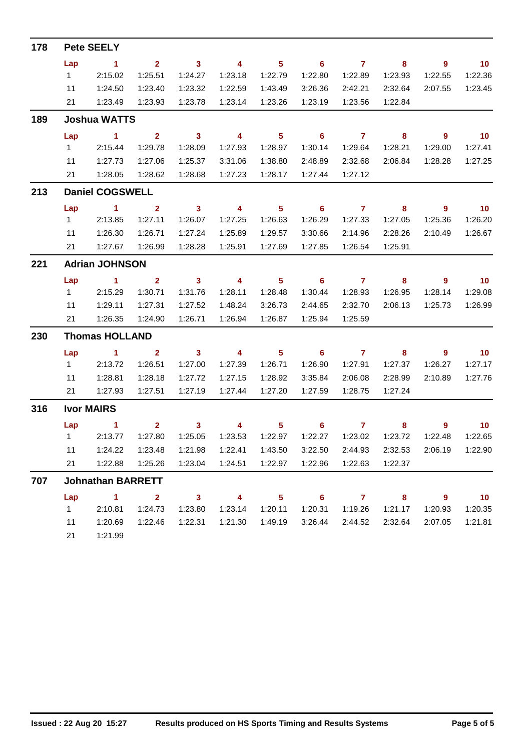## 178 Pete SEELY

| Lap | 1 | 2 | 3 | 4 | 5 | 6 | 7 | 8 | 9 | 10 |
|---|---|---|---|---|---|---|---|---|---|---|
| 1 | 2:15.02 | 1:25.51 | 1:24.27 | 1:23.18 | 1:22.79 | 1:22.80 | 1:22.89 | 1:23.93 | 1:22.55 | 1:22.36 |
| 11 | 1:24.50 | 1:23.40 | 1:23.32 | 1:22.59 | 1:43.49 | 3:26.36 | 2:42.21 | 2:32.64 | 2:07.55 | 1:23.45 |
| 21 | 1:23.49 | 1:23.93 | 1:23.78 | 1:23.14 | 1:23.26 | 1:23.19 | 1:23.56 | 1:22.84 | | |

## 189 Joshua WATTS

| Lap | 1 | 2 | 3 | 4 | 5 | 6 | 7 | 8 | 9 | 10 |
|---|---|---|---|---|---|---|---|---|---|---|
| 1 | 2:15.44 | 1:29.78 | 1:28.09 | 1:27.93 | 1:28.97 | 1:30.14 | 1:29.64 | 1:28.21 | 1:29.00 | 1:27.41 |
| 11 | 1:27.73 | 1:27.06 | 1:25.37 | 3:31.06 | 1:38.80 | 2:48.89 | 2:32.68 | 2:06.84 | 1:28.28 | 1:27.25 |
| 21 | 1:28.05 | 1:28.62 | 1:28.68 | 1:27.23 | 1:28.17 | 1:27.44 | 1:27.12 | | | |

## 213 Daniel COGSWELL

| Lap | 1 | 2 | 3 | 4 | 5 | 6 | 7 | 8 | 9 | 10 |
|---|---|---|---|---|---|---|---|---|---|---|
| 1 | 2:13.85 | 1:27.11 | 1:26.07 | 1:27.25 | 1:26.63 | 1:26.29 | 1:27.33 | 1:27.05 | 1:25.36 | 1:26.20 |
| 11 | 1:26.30 | 1:26.71 | 1:27.24 | 1:25.89 | 1:29.57 | 3:30.66 | 2:14.96 | 2:28.26 | 2:10.49 | 1:26.67 |
| 21 | 1:27.67 | 1:26.99 | 1:28.28 | 1:25.91 | 1:27.69 | 1:27.85 | 1:26.54 | 1:25.91 | | |

## 221 Adrian JOHNSON

| Lap | 1 | 2 | 3 | 4 | 5 | 6 | 7 | 8 | 9 | 10 |
|---|---|---|---|---|---|---|---|---|---|---|
| 1 | 2:15.29 | 1:30.71 | 1:31.76 | 1:28.11 | 1:28.48 | 1:30.44 | 1:28.93 | 1:26.95 | 1:28.14 | 1:29.08 |
| 11 | 1:29.11 | 1:27.31 | 1:27.52 | 1:48.24 | 3:26.73 | 2:44.65 | 2:32.70 | 2:06.13 | 1:25.73 | 1:26.99 |
| 21 | 1:26.35 | 1:24.90 | 1:26.71 | 1:26.94 | 1:26.87 | 1:25.94 | 1:25.59 | | | |

## 230 Thomas HOLLAND

| Lap | 1 | 2 | 3 | 4 | 5 | 6 | 7 | 8 | 9 | 10 |
|---|---|---|---|---|---|---|---|---|---|---|
| 1 | 2:13.72 | 1:26.51 | 1:27.00 | 1:27.39 | 1:26.71 | 1:26.90 | 1:27.91 | 1:27.37 | 1:26.27 | 1:27.17 |
| 11 | 1:28.81 | 1:28.18 | 1:27.72 | 1:27.15 | 1:28.92 | 3:35.84 | 2:06.08 | 2:28.99 | 2:10.89 | 1:27.76 |
| 21 | 1:27.93 | 1:27.51 | 1:27.19 | 1:27.44 | 1:27.20 | 1:27.59 | 1:28.75 | 1:27.24 | | |

## 316 Ivor MAIRS

| Lap | 1 | 2 | 3 | 4 | 5 | 6 | 7 | 8 | 9 | 10 |
|---|---|---|---|---|---|---|---|---|---|---|
| 1 | 2:13.77 | 1:27.80 | 1:25.05 | 1:23.53 | 1:22.97 | 1:22.27 | 1:23.02 | 1:23.72 | 1:22.48 | 1:22.65 |
| 11 | 1:24.22 | 1:23.48 | 1:21.98 | 1:22.41 | 1:43.50 | 3:22.50 | 2:44.93 | 2:32.53 | 2:06.19 | 1:22.90 |
| 21 | 1:22.88 | 1:25.26 | 1:23.04 | 1:24.51 | 1:22.97 | 1:22.96 | 1:22.63 | 1:22.37 | | |

## 707 Johnathan BARRETT

| Lap | 1 | 2 | 3 | 4 | 5 | 6 | 7 | 8 | 9 | 10 |
|---|---|---|---|---|---|---|---|---|---|---|
| 1 | 2:10.81 | 1:24.73 | 1:23.80 | 1:23.14 | 1:20.11 | 1:20.31 | 1:19.26 | 1:21.17 | 1:20.93 | 1:20.35 |
| 11 | 1:20.69 | 1:22.46 | 1:22.31 | 1:21.30 | 1:49.19 | 3:26.44 | 2:44.52 | 2:32.64 | 2:07.05 | 1:21.81 |
| 21 | 1:21.99 | | | | | | | | | |

Issued : 22 Aug 20 15:27 Results produced on HS Sports Timing and Results Systems